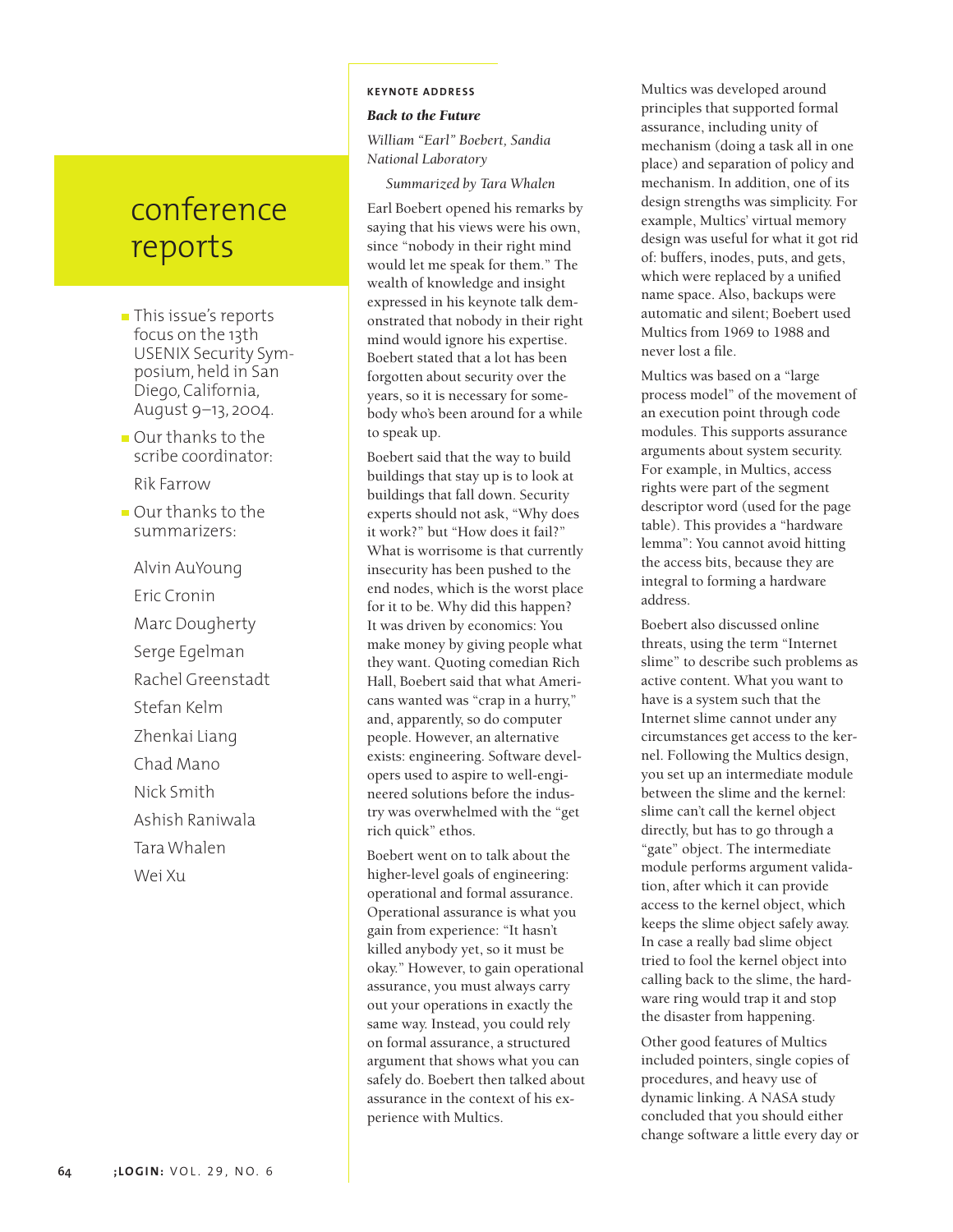# conference reports

- This issue's reports focus on the 13th USENIX Security Symposium, held in San Diego, California, August 9–13, 2004.
- Our thanks to the scribe coordinator:

  Rik Farrow
- Our thanks to the summarizers:

  Alvin AuYoung

  Eric Cronin

  Marc Dougherty

  Serge Egelman

  Rachel Greenstadt

  Stefan Kelm

  Zhenkai Liang

  Chad Mano

  Nick Smith

  Ashish Raniwala

  Tara Whalen

  Wei Xu

## KEYNOTE ADDRESS

### *Back to the Future*

*William "Earl" Boebert, Sandia National Laboratory*

*Summarized by Tara Whalen*

Earl Boebert opened his remarks by saying that his views were his own, since "nobody in their right mind would let me speak for them." The wealth of knowledge and insight expressed in his keynote talk demonstrated that nobody in their right mind would ignore his expertise. Boebert stated that a lot has been forgotten about security over the years, so it is necessary for somebody who's been around for a while to speak up.

Boebert said that the way to build buildings that stay up is to look at buildings that fall down. Security experts should not ask, "Why does it work?" but "How does it fail?" What is worrisome is that currently insecurity has been pushed to the end nodes, which is the worst place for it to be. Why did this happen? It was driven by economics: You make money by giving people what they want. Quoting comedian Rich Hall, Boebert said that what Americans wanted was "crap in a hurry," and, apparently, so do computer people. However, an alternative exists: engineering. Software developers used to aspire to well-engineered solutions before the industry was overwhelmed with the "get rich quick" ethos.

Boebert went on to talk about the higher-level goals of engineering: operational and formal assurance. Operational assurance is what you gain from experience: "It hasn't killed anybody yet, so it must be okay." However, to gain operational assurance, you must always carry out your operations in exactly the same way. Instead, you could rely on formal assurance, a structured argument that shows what you can safely do. Boebert then talked about assurance in the context of his experience with Multics.

Multics was developed around principles that supported formal assurance, including unity of mechanism (doing a task all in one place) and separation of policy and mechanism. In addition, one of its design strengths was simplicity. For example, Multics' virtual memory design was useful for what it got rid of: buffers, inodes, puts, and gets, which were replaced by a unified name space. Also, backups were automatic and silent; Boebert used Multics from 1969 to 1988 and never lost a file.

Multics was based on a "large process model" of the movement of an execution point through code modules. This supports assurance arguments about system security. For example, in Multics, access rights were part of the segment descriptor word (used for the page table). This provides a "hardware lemma": You cannot avoid hitting the access bits, because they are integral to forming a hardware address.

Boebert also discussed online threats, using the term "Internet slime" to describe such problems as active content. What you want to have is a system such that the Internet slime cannot under any circumstances get access to the kernel. Following the Multics design, you set up an intermediate module between the slime and the kernel: slime can't call the kernel object directly, but has to go through a "gate" object. The intermediate module performs argument validation, after which it can provide access to the kernel object, which keeps the slime object safely away. In case a really bad slime object tried to fool the kernel object into calling back to the slime, the hardware ring would trap it and stop the disaster from happening.

Other good features of Multics included pointers, single copies of procedures, and heavy use of dynamic linking. A NASA study concluded that you should either change software a little every day or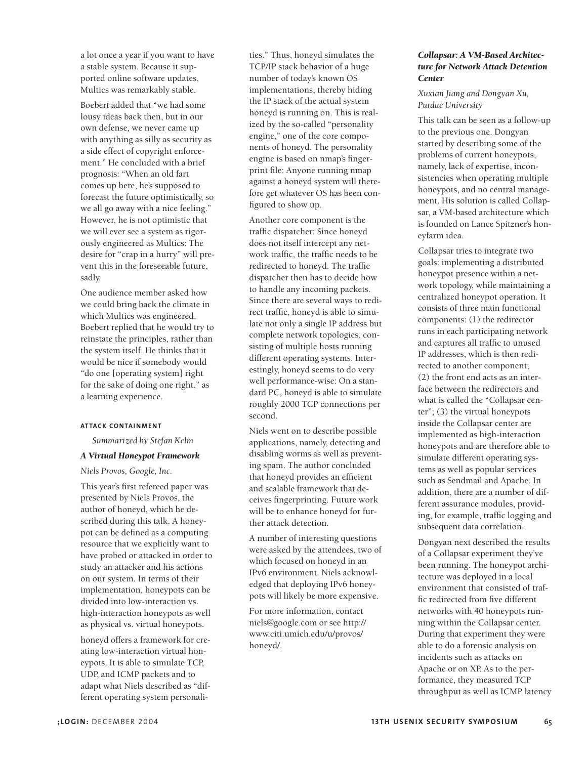a lot once a year if you want to have a stable system. Because it supported online software updates, Multics was remarkably stable.

Boebert added that "we had some lousy ideas back then, but in our own defense, we never came up with anything as silly as security as a side effect of copyright enforcement." He concluded with a brief prognosis: "When an old fart comes up here, he's supposed to forecast the future optimistically, so we all go away with a nice feeling." However, he is not optimistic that we will ever see a system as rigorously engineered as Multics: The desire for "crap in a hurry" will prevent this in the foreseeable future, sadly.

One audience member asked how we could bring back the climate in which Multics was engineered. Boebert replied that he would try to reinstate the principles, rather than the system itself. He thinks that it would be nice if somebody would "do one [operating system] right for the sake of doing one right," as a learning experience.

## ATTACK CONTAINMENT

*Summarized by Stefan Kelm*

### *A Virtual Honeypot Framework*

*Niels Provos, Google, Inc.*

This year's first refereed paper was presented by Niels Provos, the author of honeyd, which he described during this talk. A honeypot can be defined as a computing resource that we explicitly want to have probed or attacked in order to study an attacker and his actions on our system. In terms of their implementation, honeypots can be divided into low-interaction vs. high-interaction honeypots as well as physical vs. virtual honeypots.

honeyd offers a framework for creating low-interaction virtual honeypots. It is able to simulate TCP, UDP, and ICMP packets and to adapt what Niels described as "different operating system personalities." Thus, honeyd simulates the TCP/IP stack behavior of a huge number of today's known OS implementations, thereby hiding the IP stack of the actual system honeyd is running on. This is realized by the so-called "personality engine," one of the core components of honeyd. The personality engine is based on nmap's fingerprint file: Anyone running nmap against a honeyd system will therefore get whatever OS has been configured to show up.

Another core component is the traffic dispatcher: Since honeyd does not itself intercept any network traffic, the traffic needs to be redirected to honeyd. The traffic dispatcher then has to decide how to handle any incoming packets. Since there are several ways to redirect traffic, honeyd is able to simulate not only a single IP address but complete network topologies, consisting of multiple hosts running different operating systems. Interestingly, honeyd seems to do very well performance-wise: On a standard PC, honeyd is able to simulate roughly 2000 TCP connections per second.

Niels went on to describe possible applications, namely, detecting and disabling worms as well as preventing spam. The author concluded that honeyd provides an efficient and scalable framework that deceives fingerprinting. Future work will be to enhance honeyd for further attack detection.

A number of interesting questions were asked by the attendees, two of which focused on honeyd in an IPv6 environment. Niels acknowledged that deploying IPv6 honeypots will likely be more expensive.

For more information, contact niels@google.com or see http://www.citi.umich.edu/u/provos/honeyd/.

### *Collapsar: A VM-Based Architecture for Network Attack Detention Center*

*Xuxian Jiang and Dongyan Xu, Purdue University*

This talk can be seen as a follow-up to the previous one. Dongyan started by describing some of the problems of current honeypots, namely, lack of expertise, inconsistencies when operating multiple honeypots, and no central management. His solution is called Collapsar, a VM-based architecture which is founded on Lance Spitzner's honeyfarm idea.

Collapsar tries to integrate two goals: implementing a distributed honeypot presence within a network topology, while maintaining a centralized honeypot operation. It consists of three main functional components: (1) the redirector runs in each participating network and captures all traffic to unused IP addresses, which is then redirected to another component; (2) the front end acts as an interface between the redirectors and what is called the "Collapsar center"; (3) the virtual honeypots inside the Collapsar center are implemented as high-interaction honeypots and are therefore able to simulate different operating systems as well as popular services such as Sendmail and Apache. In addition, there are a number of different assurance modules, providing, for example, traffic logging and subsequent data correlation.

Dongyan next described the results of a Collapsar experiment they've been running. The honeypot architecture was deployed in a local environment that consisted of traffic redirected from five different networks with 40 honeypots running within the Collapsar center. During that experiment they were able to do a forensic analysis on incidents such as attacks on Apache or on XP. As to the performance, they measured TCP throughput as well as ICMP latency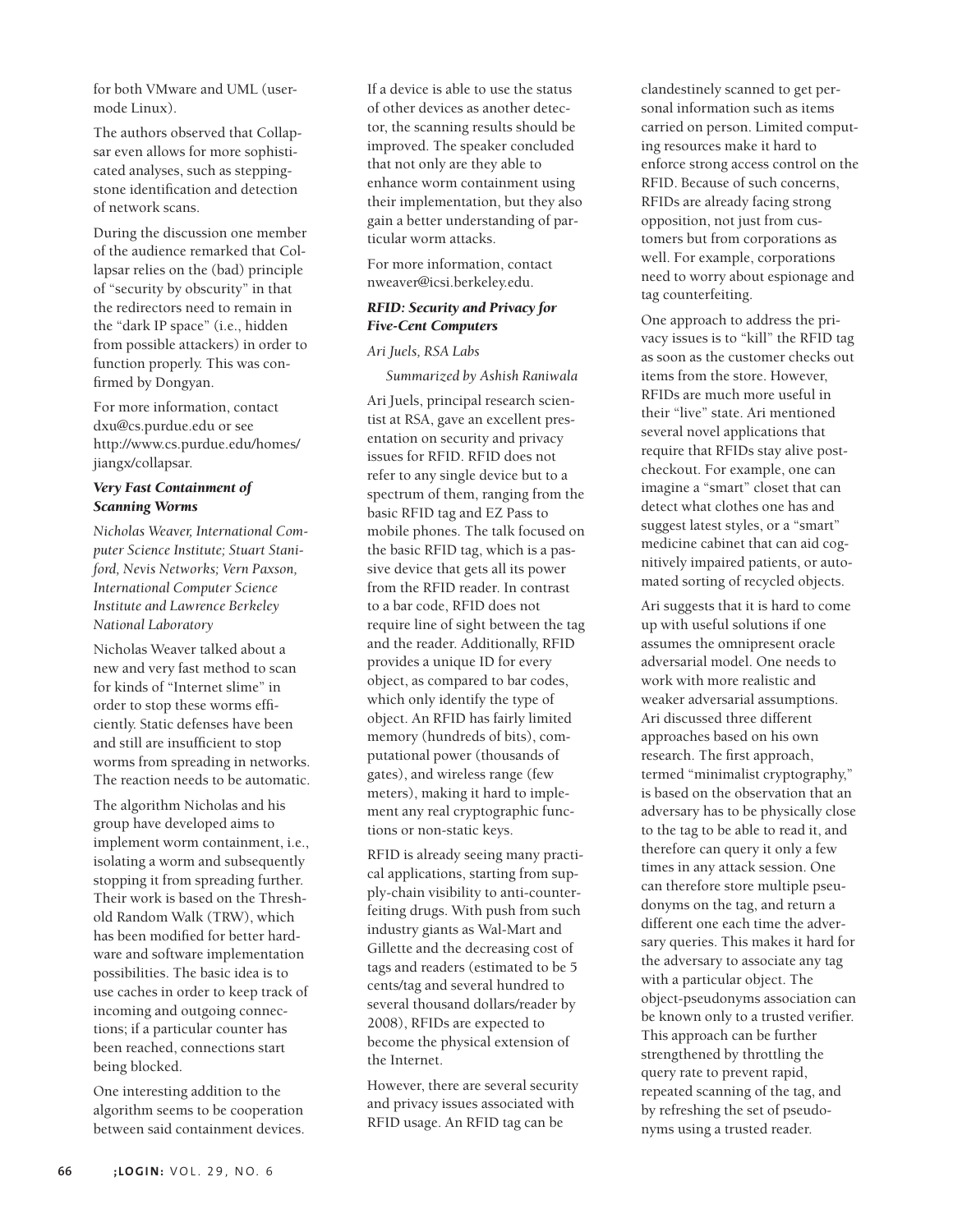for both VMware and UML (user-mode Linux).

The authors observed that Collapsar even allows for more sophisticated analyses, such as stepping-stone identification and detection of network scans.

During the discussion one member of the audience remarked that Collapsar relies on the (bad) principle of "security by obscurity" in that the redirectors need to remain in the "dark IP space" (i.e., hidden from possible attackers) in order to function properly. This was confirmed by Dongyan.

For more information, contact dxu@cs.purdue.edu or see http://www.cs.purdue.edu/homes/jiangx/collapsar.

### *Very Fast Containment of Scanning Worms*

*Nicholas Weaver, International Computer Science Institute; Stuart Staniford, Nevis Networks; Vern Paxson, International Computer Science Institute and Lawrence Berkeley National Laboratory*

Nicholas Weaver talked about a new and very fast method to scan for kinds of "Internet slime" in order to stop these worms efficiently. Static defenses have been and still are insufficient to stop worms from spreading in networks. The reaction needs to be automatic.

The algorithm Nicholas and his group have developed aims to implement worm containment, i.e., isolating a worm and subsequently stopping it from spreading further. Their work is based on the Threshold Random Walk (TRW), which has been modified for better hardware and software implementation possibilities. The basic idea is to use caches in order to keep track of incoming and outgoing connections; if a particular counter has been reached, connections start being blocked.

One interesting addition to the algorithm seems to be cooperation between said containment devices. If a device is able to use the status of other devices as another detector, the scanning results should be improved. The speaker concluded that not only are they able to enhance worm containment using their implementation, but they also gain a better understanding of particular worm attacks.

For more information, contact nweaver@icsi.berkeley.edu.

### *RFID: Security and Privacy for Five-Cent Computers*

*Ari Juels, RSA Labs*

*Summarized by Ashish Raniwala*

Ari Juels, principal research scientist at RSA, gave an excellent presentation on security and privacy issues for RFID. RFID does not refer to any single device but to a spectrum of them, ranging from the basic RFID tag and EZ Pass to mobile phones. The talk focused on the basic RFID tag, which is a passive device that gets all its power from the RFID reader. In contrast to a bar code, RFID does not require line of sight between the tag and the reader. Additionally, RFID provides a unique ID for every object, as compared to bar codes, which only identify the type of object. An RFID has fairly limited memory (hundreds of bits), computational power (thousands of gates), and wireless range (few meters), making it hard to implement any real cryptographic functions or non-static keys.

RFID is already seeing many practical applications, starting from supply-chain visibility to anti-counterfeiting drugs. With push from such industry giants as Wal-Mart and Gillette and the decreasing cost of tags and readers (estimated to be 5 cents/tag and several hundred to several thousand dollars/reader by 2008), RFIDs are expected to become the physical extension of the Internet.

However, there are several security and privacy issues associated with RFID usage. An RFID tag can be clandestinely scanned to get personal information such as items carried on person. Limited computing resources make it hard to enforce strong access control on the RFID. Because of such concerns, RFIDs are already facing strong opposition, not just from customers but from corporations as well. For example, corporations need to worry about espionage and tag counterfeiting.

One approach to address the privacy issues is to "kill" the RFID tag as soon as the customer checks out items from the store. However, RFIDs are much more useful in their "live" state. Ari mentioned several novel applications that require that RFIDs stay alive post-checkout. For example, one can imagine a "smart" closet that can detect what clothes one has and suggest latest styles, or a "smart" medicine cabinet that can aid cognitively impaired patients, or automated sorting of recycled objects.

Ari suggests that it is hard to come up with useful solutions if one assumes the omnipresent oracle adversarial model. One needs to work with more realistic and weaker adversarial assumptions. Ari discussed three different approaches based on his own research. The first approach, termed "minimalist cryptography," is based on the observation that an adversary has to be physically close to the tag to be able to read it, and therefore can query it only a few times in any attack session. One can therefore store multiple pseudonyms on the tag, and return a different one each time the adversary queries. This makes it hard for the adversary to associate any tag with a particular object. The object-pseudonyms association can be known only to a trusted verifier. This approach can be further strengthened by throttling the query rate to prevent rapid, repeated scanning of the tag, and by refreshing the set of pseudonyms using a trusted reader.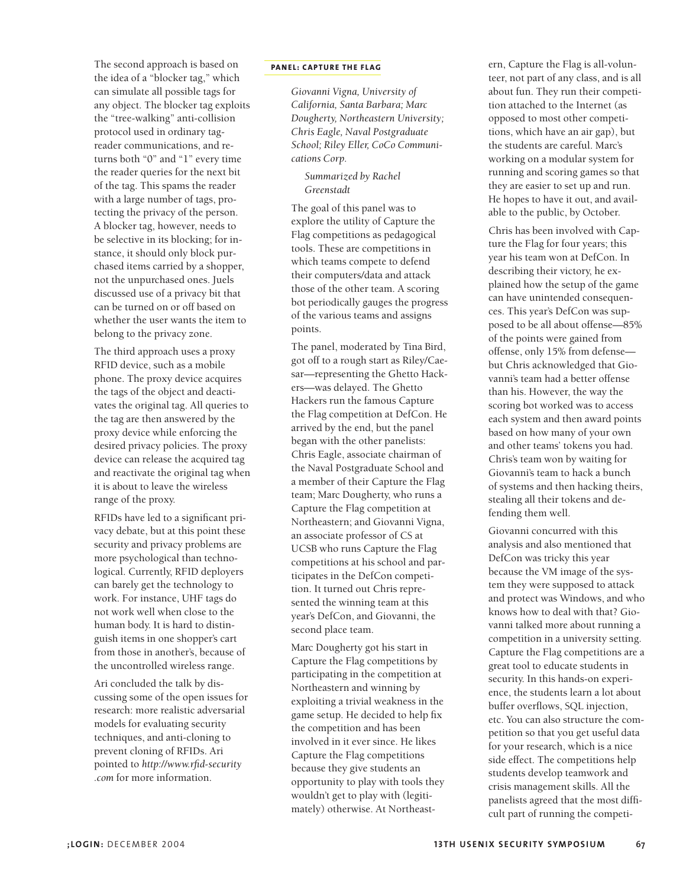The second approach is based on the idea of a "blocker tag," which can simulate all possible tags for any object. The blocker tag exploits the "tree-walking" anti-collision protocol used in ordinary tag-reader communications, and returns both "0" and "1" every time the reader queries for the next bit of the tag. This spams the reader with a large number of tags, protecting the privacy of the person. A blocker tag, however, needs to be selective in its blocking; for instance, it should only block purchased items carried by a shopper, not the unpurchased ones. Juels discussed use of a privacy bit that can be turned on or off based on whether the user wants the item to belong to the privacy zone.

The third approach uses a proxy RFID device, such as a mobile phone. The proxy device acquires the tags of the object and deactivates the original tag. All queries to the tag are then answered by the proxy device while enforcing the desired privacy policies. The proxy device can release the acquired tag and reactivate the original tag when it is about to leave the wireless range of the proxy.

RFIDs have led to a significant privacy debate, but at this point these security and privacy problems are more psychological than technological. Currently, RFID deployers can barely get the technology to work. For instance, UHF tags do not work well when close to the human body. It is hard to distinguish items in one shopper's cart from those in another's, because of the uncontrolled wireless range.

Ari concluded the talk by discussing some of the open issues for research: more realistic adversarial models for evaluating security techniques, and anti-cloning to prevent cloning of RFIDs. Ari pointed to *http://www.rfid-security.com* for more information.

## PANEL: CAPTURE THE FLAG

*Giovanni Vigna, University of California, Santa Barbara; Marc Dougherty, Northeastern University; Chris Eagle, Naval Postgraduate School; Riley Eller, CoCo Communications Corp.*

*Summarized by Rachel Greenstadt*

The goal of this panel was to explore the utility of Capture the Flag competitions as pedagogical tools. These are competitions in which teams compete to defend their computers/data and attack those of the other team. A scoring bot periodically gauges the progress of the various teams and assigns points.

The panel, moderated by Tina Bird, got off to a rough start as Riley/Caesar—representing the Ghetto Hackers—was delayed. The Ghetto Hackers run the famous Capture the Flag competition at DefCon. He arrived by the end, but the panel began with the other panelists: Chris Eagle, associate chairman of the Naval Postgraduate School and a member of their Capture the Flag team; Marc Dougherty, who runs a Capture the Flag competition at Northeastern; and Giovanni Vigna, an associate professor of CS at UCSB who runs Capture the Flag competitions at his school and participates in the DefCon competition. It turned out Chris represented the winning team at this year's DefCon, and Giovanni, the second place team.

Marc Dougherty got his start in Capture the Flag competitions by participating in the competition at Northeastern and winning by exploiting a trivial weakness in the game setup. He decided to help fix the competition and has been involved in it ever since. He likes Capture the Flag competitions because they give students an opportunity to play with tools they wouldn't get to play with (legitimately) otherwise. At Northeastern, Capture the Flag is all-volunteer, not part of any class, and is all about fun. They run their competition attached to the Internet (as opposed to most other competitions, which have an air gap), but the students are careful. Marc's working on a modular system for running and scoring games so that they are easier to set up and run. He hopes to have it out, and available to the public, by October.

Chris has been involved with Capture the Flag for four years; this year his team won at DefCon. In describing their victory, he explained how the setup of the game can have unintended consequences. This year's DefCon was supposed to be all about offense—85% of the points were gained from offense, only 15% from defense—but Chris acknowledged that Giovanni's team had a better offense than his. However, the way the scoring bot worked was to access each system and then award points based on how many of your own and other teams' tokens you had. Chris's team won by waiting for Giovanni's team to hack a bunch of systems and then hacking theirs, stealing all their tokens and defending them well.

Giovanni concurred with this analysis and also mentioned that DefCon was tricky this year because the VM image of the system they were supposed to attack and protect was Windows, and who knows how to deal with that? Giovanni talked more about running a competition in a university setting. Capture the Flag competitions are a great tool to educate students in security. In this hands-on experience, the students learn a lot about buffer overflows, SQL injection, etc. You can also structure the competition so that you get useful data for your research, which is a nice side effect. The competitions help students develop teamwork and crisis management skills. All the panelists agreed that the most difficult part of running the competi-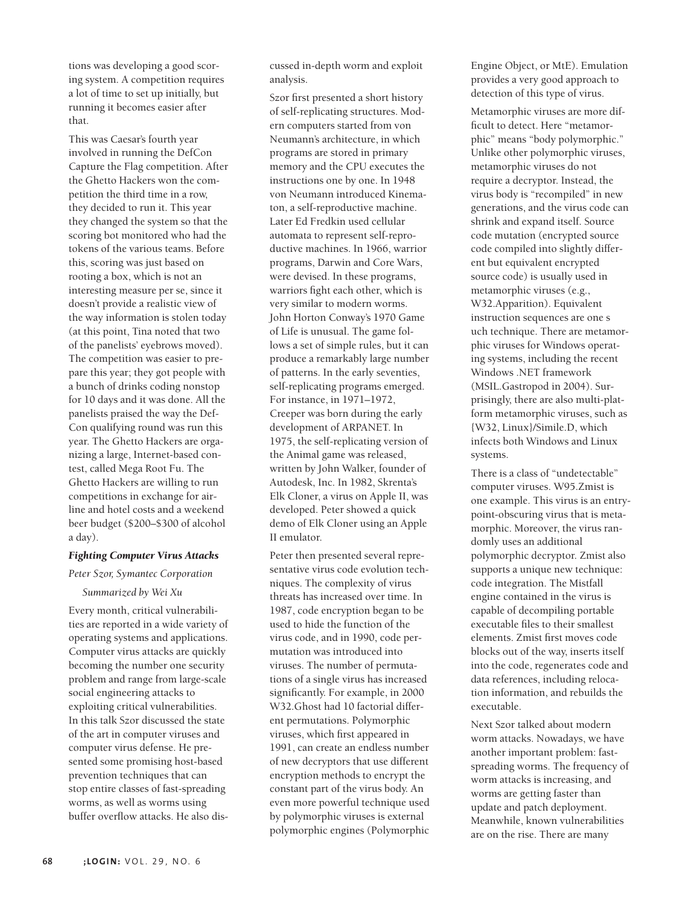tions was developing a good scoring system. A competition requires a lot of time to set up initially, but running it becomes easier after that.

This was Caesar's fourth year involved in running the DefCon Capture the Flag competition. After the Ghetto Hackers won the competition the third time in a row, they decided to run it. This year they changed the system so that the scoring bot monitored who had the tokens of the various teams. Before this, scoring was just based on rooting a box, which is not an interesting measure per se, since it doesn't provide a realistic view of the way information is stolen today (at this point, Tina noted that two of the panelists' eyebrows moved). The competition was easier to prepare this year; they got people with a bunch of drinks coding nonstop for 10 days and it was done. All the panelists praised the way the DefCon qualifying round was run this year. The Ghetto Hackers are organizing a large, Internet-based contest, called Mega Root Fu. The Ghetto Hackers are willing to run competitions in exchange for airline and hotel costs and a weekend beer budget ($200–$300 of alcohol a day).

### *Fighting Computer Virus Attacks*

*Peter Szor, Symantec Corporation*

*Summarized by Wei Xu*

Every month, critical vulnerabilities are reported in a wide variety of operating systems and applications. Computer virus attacks are quickly becoming the number one security problem and range from large-scale social engineering attacks to exploiting critical vulnerabilities. In this talk Szor discussed the state of the art in computer viruses and computer virus defense. He presented some promising host-based prevention techniques that can stop entire classes of fast-spreading worms, as well as worms using buffer overflow attacks. He also discussed in-depth worm and exploit analysis.

Szor first presented a short history of self-replicating structures. Modern computers started from von Neumann's architecture, in which programs are stored in primary memory and the CPU executes the instructions one by one. In 1948 von Neumann introduced Kinematon, a self-reproductive machine. Later Ed Fredkin used cellular automata to represent self-reproductive machines. In 1966, warrior programs, Darwin and Core Wars, were devised. In these programs, warriors fight each other, which is very similar to modern worms. John Horton Conway's 1970 Game of Life is unusual. The game follows a set of simple rules, but it can produce a remarkably large number of patterns. In the early seventies, self-replicating programs emerged. For instance, in 1971–1972, Creeper was born during the early development of ARPANET. In 1975, the self-replicating version of the Animal game was released, written by John Walker, founder of Autodesk, Inc. In 1982, Skrenta's Elk Cloner, a virus on Apple II, was developed. Peter showed a quick demo of Elk Cloner using an Apple II emulator.

Peter then presented several representative virus code evolution techniques. The complexity of virus threats has increased over time. In 1987, code encryption began to be used to hide the function of the virus code, and in 1990, code permutation was introduced into viruses. The number of permutations of a single virus has increased significantly. For example, in 2000 W32.Ghost had 10 factorial different permutations. Polymorphic viruses, which first appeared in 1991, can create an endless number of new decryptors that use different encryption methods to encrypt the constant part of the virus body. An even more powerful technique used by polymorphic viruses is external polymorphic engines (Polymorphic Engine Object, or MtE). Emulation provides a very good approach to detection of this type of virus.

Metamorphic viruses are more difficult to detect. Here "metamorphic" means "body polymorphic." Unlike other polymorphic viruses, metamorphic viruses do not require a decryptor. Instead, the virus body is "recompiled" in new generations, and the virus code can shrink and expand itself. Source code mutation (encrypted source code compiled into slightly different but equivalent encrypted source code) is usually used in metamorphic viruses (e.g., W32.Apparition). Equivalent instruction sequences are one s uch technique. There are metamorphic viruses for Windows operating systems, including the recent Windows .NET framework (MSIL.Gastropod in 2004). Surprisingly, there are also multi-platform metamorphic viruses, such as {W32, Linux}/Simile.D, which infects both Windows and Linux systems.

There is a class of "undetectable" computer viruses. W95.Zmist is one example. This virus is an entry-point-obscuring virus that is metamorphic. Moreover, the virus randomly uses an additional polymorphic decryptor. Zmist also supports a unique new technique: code integration. The Mistfall engine contained in the virus is capable of decompiling portable executable files to their smallest elements. Zmist first moves code blocks out of the way, inserts itself into the code, regenerates code and data references, including relocation information, and rebuilds the executable.

Next Szor talked about modern worm attacks. Nowadays, we have another important problem: fast-spreading worms. The frequency of worm attacks is increasing, and worms are getting faster than update and patch deployment. Meanwhile, known vulnerabilities are on the rise. There are many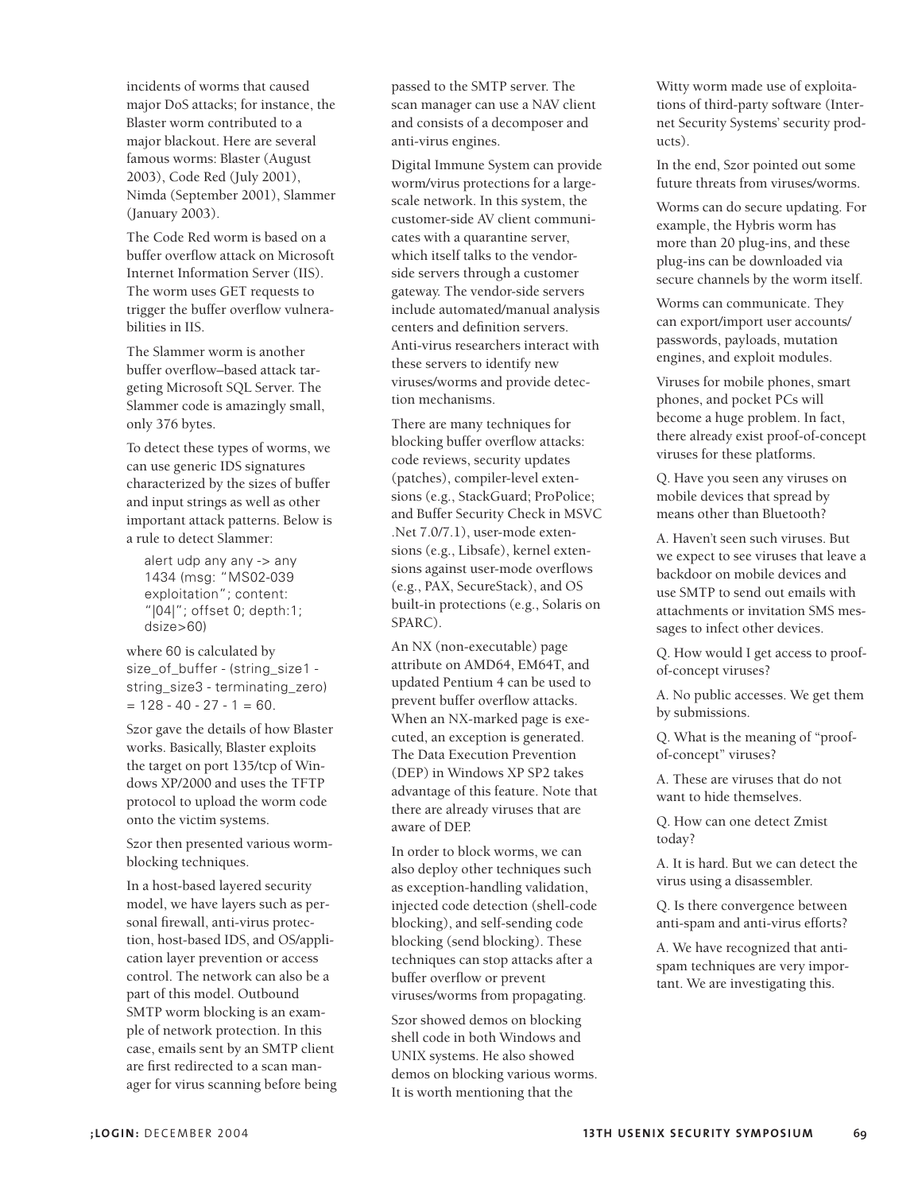incidents of worms that caused major DoS attacks; for instance, the Blaster worm contributed to a major blackout. Here are several famous worms: Blaster (August 2003), Code Red (July 2001), Nimda (September 2001), Slammer (January 2003).

The Code Red worm is based on a buffer overflow attack on Microsoft Internet Information Server (IIS). The worm uses GET requests to trigger the buffer overflow vulnerabilities in IIS.

The Slammer worm is another buffer overflow–based attack targeting Microsoft SQL Server. The Slammer code is amazingly small, only 376 bytes.

To detect these types of worms, we can use generic IDS signatures characterized by the sizes of buffer and input strings as well as other important attack patterns. Below is a rule to detect Slammer:

```
alert udp any any -> any
1434 (msg: "MS02-039
exploitation"; content:
"|04|"; offset 0; depth:1;
dsize>60)
```

where 60 is calculated by `size_of_buffer - (string_size1 - string_size3 - terminating_zero) = 128 - 40 - 27 - 1 = 60`.

Szor gave the details of how Blaster works. Basically, Blaster exploits the target on port 135/tcp of Windows XP/2000 and uses the TFTP protocol to upload the worm code onto the victim systems.

Szor then presented various worm-blocking techniques.

In a host-based layered security model, we have layers such as personal firewall, anti-virus protection, host-based IDS, and OS/application layer prevention or access control. The network can also be a part of this model. Outbound SMTP worm blocking is an example of network protection. In this case, emails sent by an SMTP client are first redirected to a scan manager for virus scanning before being passed to the SMTP server. The scan manager can use a NAV client and consists of a decomposer and anti-virus engines.

Digital Immune System can provide worm/virus protections for a large-scale network. In this system, the customer-side AV client communicates with a quarantine server, which itself talks to the vendor-side servers through a customer gateway. The vendor-side servers include automated/manual analysis centers and definition servers. Anti-virus researchers interact with these servers to identify new viruses/worms and provide detection mechanisms.

There are many techniques for blocking buffer overflow attacks: code reviews, security updates (patches), compiler-level extensions (e.g., StackGuard; ProPolice; and Buffer Security Check in MSVC .Net 7.0/7.1), user-mode extensions (e.g., Libsafe), kernel extensions against user-mode overflows (e.g., PAX, SecureStack), and OS built-in protections (e.g., Solaris on SPARC).

An NX (non-executable) page attribute on AMD64, EM64T, and updated Pentium 4 can be used to prevent buffer overflow attacks. When an NX-marked page is executed, an exception is generated. The Data Execution Prevention (DEP) in Windows XP SP2 takes advantage of this feature. Note that there are already viruses that are aware of DEP.

In order to block worms, we can also deploy other techniques such as exception-handling validation, injected code detection (shell-code blocking), and self-sending code blocking (send blocking). These techniques can stop attacks after a buffer overflow or prevent viruses/worms from propagating.

Szor showed demos on blocking shell code in both Windows and UNIX systems. He also showed demos on blocking various worms. It is worth mentioning that the Witty worm made use of exploitations of third-party software (Internet Security Systems' security products).

In the end, Szor pointed out some future threats from viruses/worms.

Worms can do secure updating. For example, the Hybris worm has more than 20 plug-ins, and these plug-ins can be downloaded via secure channels by the worm itself.

Worms can communicate. They can export/import user accounts/passwords, payloads, mutation engines, and exploit modules.

Viruses for mobile phones, smart phones, and pocket PCs will become a huge problem. In fact, there already exist proof-of-concept viruses for these platforms.

Q. Have you seen any viruses on mobile devices that spread by means other than Bluetooth?

A. Haven't seen such viruses. But we expect to see viruses that leave a backdoor on mobile devices and use SMTP to send out emails with attachments or invitation SMS messages to infect other devices.

Q. How would I get access to proof-of-concept viruses?

A. No public accesses. We get them by submissions.

Q. What is the meaning of "proof-of-concept" viruses?

A. These are viruses that do not want to hide themselves.

Q. How can one detect Zmist today?

A. It is hard. But we can detect the virus using a disassembler.

Q. Is there convergence between anti-spam and anti-virus efforts?

A. We have recognized that anti-spam techniques are very important. We are investigating this.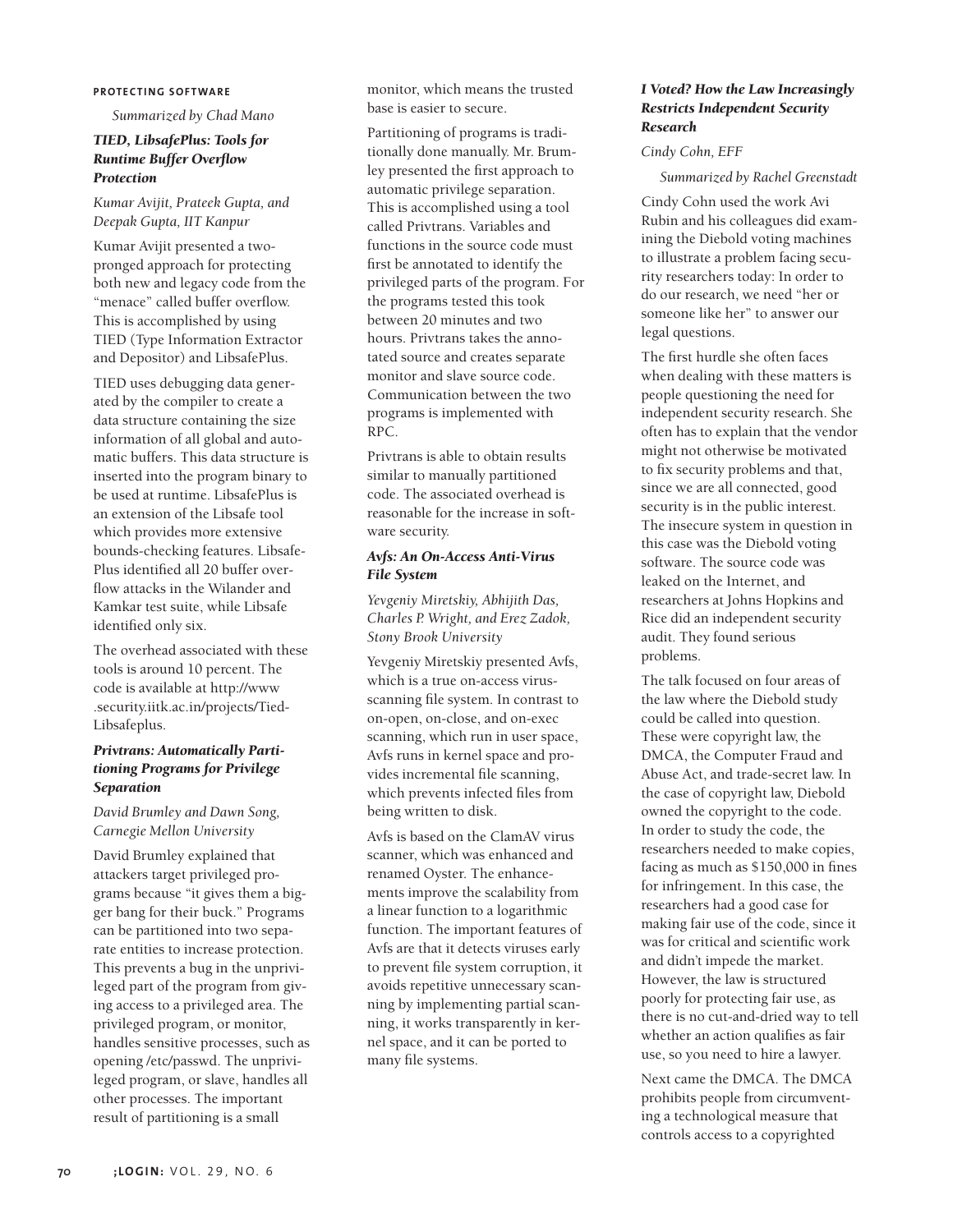#### PROTECTING SOFTWARE

*Summarized by Chad Mano*

### *TIED, LibsafePlus: Tools for Runtime Buffer Overflow Protection*

*Kumar Avijit, Prateek Gupta, and Deepak Gupta, IIT Kanpur*

Kumar Avijit presented a two-pronged approach for protecting both new and legacy code from the "menace" called buffer overflow. This is accomplished by using TIED (Type Information Extractor and Depositor) and LibsafePlus.

TIED uses debugging data generated by the compiler to create a data structure containing the size information of all global and automatic buffers. This data structure is inserted into the program binary to be used at runtime. LibsafePlus is an extension of the Libsafe tool which provides more extensive bounds-checking features. LibsafePlus identified all 20 buffer overflow attacks in the Wilander and Kamkar test suite, while Libsafe identified only six.

The overhead associated with these tools is around 10 percent. The code is available at http://www.security.iitk.ac.in/projects/Tied-Libsafeplus.

### *Privtrans: Automatically Partitioning Programs for Privilege Separation*

*David Brumley and Dawn Song, Carnegie Mellon University*

David Brumley explained that attackers target privileged programs because "it gives them a bigger bang for their buck." Programs can be partitioned into two separate entities to increase protection. This prevents a bug in the unprivileged part of the program from giving access to a privileged area. The privileged program, or monitor, handles sensitive processes, such as opening /etc/passwd. The unprivileged program, or slave, handles all other processes. The important result of partitioning is a small monitor, which means the trusted base is easier to secure.

Partitioning of programs is traditionally done manually. Mr. Brumley presented the first approach to automatic privilege separation. This is accomplished using a tool called Privtrans. Variables and functions in the source code must first be annotated to identify the privileged parts of the program. For the programs tested this took between 20 minutes and two hours. Privtrans takes the annotated source and creates separate monitor and slave source code. Communication between the two programs is implemented with RPC.

Privtrans is able to obtain results similar to manually partitioned code. The associated overhead is reasonable for the increase in software security.

### *Avfs: An On-Access Anti-Virus File System*

*Yevgeniy Miretskiy, Abhijith Das, Charles P. Wright, and Erez Zadok, Stony Brook University*

Yevgeniy Miretskiy presented Avfs, which is a true on-access virus-scanning file system. In contrast to on-open, on-close, and on-exec scanning, which run in user space, Avfs runs in kernel space and provides incremental file scanning, which prevents infected files from being written to disk.

Avfs is based on the ClamAV virus scanner, which was enhanced and renamed Oyster. The enhancements improve the scalability from a linear function to a logarithmic function. The important features of Avfs are that it detects viruses early to prevent file system corruption, it avoids repetitive unnecessary scanning by implementing partial scanning, it works transparently in kernel space, and it can be ported to many file systems.

### *I Voted? How the Law Increasingly Restricts Independent Security Research*

*Cindy Cohn, EFF*

*Summarized by Rachel Greenstadt*

Cindy Cohn used the work Avi Rubin and his colleagues did examining the Diebold voting machines to illustrate a problem facing security researchers today: In order to do our research, we need "her or someone like her" to answer our legal questions.

The first hurdle she often faces when dealing with these matters is people questioning the need for independent security research. She often has to explain that the vendor might not otherwise be motivated to fix security problems and that, since we are all connected, good security is in the public interest. The insecure system in question in this case was the Diebold voting software. The source code was leaked on the Internet, and researchers at Johns Hopkins and Rice did an independent security audit. They found serious problems.

The talk focused on four areas of the law where the Diebold study could be called into question. These were copyright law, the DMCA, the Computer Fraud and Abuse Act, and trade-secret law. In the case of copyright law, Diebold owned the copyright to the code. In order to study the code, the researchers needed to make copies, facing as much as $150,000 in fines for infringement. In this case, the researchers had a good case for making fair use of the code, since it was for critical and scientific work and didn't impede the market. However, the law is structured poorly for protecting fair use, as there is no cut-and-dried way to tell whether an action qualifies as fair use, so you need to hire a lawyer.

Next came the DMCA. The DMCA prohibits people from circumventing a technological measure that controls access to a copyrighted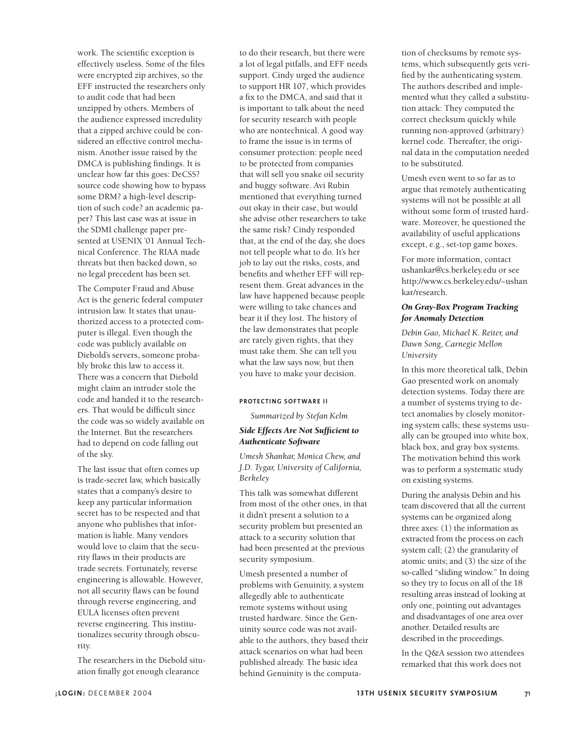work. The scientific exception is effectively useless. Some of the files were encrypted zip archives, so the EFF instructed the researchers only to audit code that had been unzipped by others. Members of the audience expressed incredulity that a zipped archive could be considered an effective control mechanism. Another issue raised by the DMCA is publishing findings. It is unclear how far this goes: DeCSS? source code showing how to bypass some DRM? a high-level description of such code? an academic paper? This last case was at issue in the SDMI challenge paper presented at USENIX '01 Annual Technical Conference. The RIAA made threats but then backed down, so no legal precedent has been set.

The Computer Fraud and Abuse Act is the generic federal computer intrusion law. It states that unauthorized access to a protected computer is illegal. Even though the code was publicly available on Diebold's servers, someone probably broke this law to access it. There was a concern that Diebold might claim an intruder stole the code and handed it to the researchers. That would be difficult since the code was so widely available on the Internet. But the researchers had to depend on code falling out of the sky.

The last issue that often comes up is trade-secret law, which basically states that a company's desire to keep any particular information secret has to be respected and that anyone who publishes that information is liable. Many vendors would love to claim that the security flaws in their products are trade secrets. Fortunately, reverse engineering is allowable. However, not all security flaws can be found through reverse engineering, and EULA licenses often prevent reverse engineering. This institutionalizes security through obscurity.

The researchers in the Diebold situation finally got enough clearance to do their research, but there were a lot of legal pitfalls, and EFF needs support. Cindy urged the audience to support HR 107, which provides a fix to the DMCA, and said that it is important to talk about the need for security research with people who are nontechnical. A good way to frame the issue is in terms of consumer protection: people need to be protected from companies that will sell you snake oil security and buggy software. Avi Rubin mentioned that everything turned out okay in their case, but would she advise other researchers to take the same risk? Cindy responded that, at the end of the day, she does not tell people what to do. It's her job to lay out the risks, costs, and benefits and whether EFF will represent them. Great advances in the law have happened because people were willing to take chances and bear it if they lost. The history of the law demonstrates that people are rarely given rights, that they must take them. She can tell you what the law says now, but then you have to make your decision.

## PROTECTING SOFTWARE II

*Summarized by Stefan Kelm*

### *Side Effects Are Not Sufficient to Authenticate Software*

*Umesh Shankar, Monica Chew, and J.D. Tygar, University of California, Berkeley*

This talk was somewhat different from most of the other ones, in that it didn't present a solution to a security problem but presented an attack to a security solution that had been presented at the previous security symposium.

Umesh presented a number of problems with Genuinity, a system allegedly able to authenticate remote systems without using trusted hardware. Since the Genuinity source code was not available to the authors, they based their attack scenarios on what had been published already. The basic idea behind Genuinity is the computation of checksums by remote systems, which subsequently gets verified by the authenticating system. The authors described and implemented what they called a substitution attack: They computed the correct checksum quickly while running non-approved (arbitrary) kernel code. Thereafter, the original data in the computation needed to be substituted.

Umesh even went to so far as to argue that remotely authenticating systems will not be possible at all without some form of trusted hardware. Moreover, he questioned the availability of useful applications except, e.g., set-top game boxes.

For more information, contact ushankar@cs.berkeley.edu or see http://www.cs.berkeley.edu/~ushankar/research.

### *On Gray-Box Program Tracking for Anomaly Detection*

*Debin Gao, Michael K. Reiter, and Dawn Song, Carnegie Mellon University*

In this more theoretical talk, Debin Gao presented work on anomaly detection systems. Today there are a number of systems trying to detect anomalies by closely monitoring system calls; these systems usually can be grouped into white box, black box, and gray box systems. The motivation behind this work was to perform a systematic study on existing systems.

During the analysis Debin and his team discovered that all the current systems can be organized along three axes: (1) the information as extracted from the process on each system call; (2) the granularity of atomic units; and (3) the size of the so-called "sliding window." In doing so they try to focus on all of the 18 resulting areas instead of looking at only one, pointing out advantages and disadvantages of one area over another. Detailed results are described in the proceedings.

In the Q&A session two attendees remarked that this work does not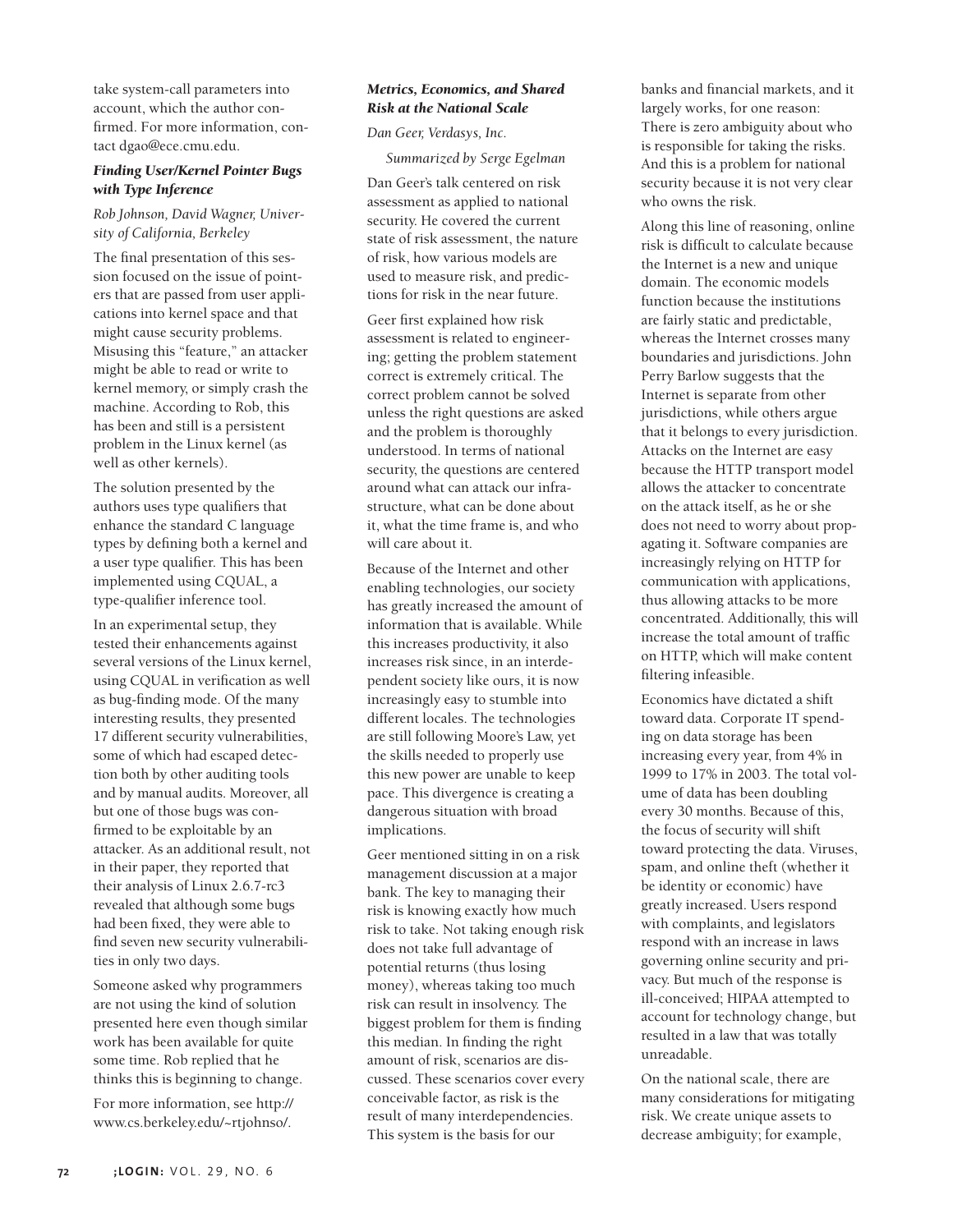take system-call parameters into account, which the author confirmed. For more information, contact dgao@ece.cmu.edu.

### *Finding User/Kernel Pointer Bugs with Type Inference*

*Rob Johnson, David Wagner, University of California, Berkeley*

The final presentation of this session focused on the issue of pointers that are passed from user applications into kernel space and that might cause security problems. Misusing this "feature," an attacker might be able to read or write to kernel memory, or simply crash the machine. According to Rob, this has been and still is a persistent problem in the Linux kernel (as well as other kernels).

The solution presented by the authors uses type qualifiers that enhance the standard C language types by defining both a kernel and a user type qualifier. This has been implemented using CQUAL, a type-qualifier inference tool.

In an experimental setup, they tested their enhancements against several versions of the Linux kernel, using CQUAL in verification as well as bug-finding mode. Of the many interesting results, they presented 17 different security vulnerabilities, some of which had escaped detection both by other auditing tools and by manual audits. Moreover, all but one of those bugs was confirmed to be exploitable by an attacker. As an additional result, not in their paper, they reported that their analysis of Linux 2.6.7-rc3 revealed that although some bugs had been fixed, they were able to find seven new security vulnerabilities in only two days.

Someone asked why programmers are not using the kind of solution presented here even though similar work has been available for quite some time. Rob replied that he thinks this is beginning to change.

For more information, see http://www.cs.berkeley.edu/~rtjohnso/.

### *Metrics, Economics, and Shared Risk at the National Scale*

*Dan Geer, Verdasys, Inc.*

*Summarized by Serge Egelman*

Dan Geer's talk centered on risk assessment as applied to national security. He covered the current state of risk assessment, the nature of risk, how various models are used to measure risk, and predictions for risk in the near future.

Geer first explained how risk assessment is related to engineering; getting the problem statement correct is extremely critical. The correct problem cannot be solved unless the right questions are asked and the problem is thoroughly understood. In terms of national security, the questions are centered around what can attack our infrastructure, what can be done about it, what the time frame is, and who will care about it.

Because of the Internet and other enabling technologies, our society has greatly increased the amount of information that is available. While this increases productivity, it also increases risk since, in an interdependent society like ours, it is now increasingly easy to stumble into different locales. The technologies are still following Moore's Law, yet the skills needed to properly use this new power are unable to keep pace. This divergence is creating a dangerous situation with broad implications.

Geer mentioned sitting in on a risk management discussion at a major bank. The key to managing their risk is knowing exactly how much risk to take. Not taking enough risk does not take full advantage of potential returns (thus losing money), whereas taking too much risk can result in insolvency. The biggest problem for them is finding this median. In finding the right amount of risk, scenarios are discussed. These scenarios cover every conceivable factor, as risk is the result of many interdependencies. This system is the basis for our banks and financial markets, and it largely works, for one reason: There is zero ambiguity about who is responsible for taking the risks. And this is a problem for national security because it is not very clear who owns the risk.

Along this line of reasoning, online risk is difficult to calculate because the Internet is a new and unique domain. The economic models function because the institutions are fairly static and predictable, whereas the Internet crosses many boundaries and jurisdictions. John Perry Barlow suggests that the Internet is separate from other jurisdictions, while others argue that it belongs to every jurisdiction. Attacks on the Internet are easy because the HTTP transport model allows the attacker to concentrate on the attack itself, as he or she does not need to worry about propagating it. Software companies are increasingly relying on HTTP for communication with applications, thus allowing attacks to be more concentrated. Additionally, this will increase the total amount of traffic on HTTP, which will make content filtering infeasible.

Economics have dictated a shift toward data. Corporate IT spending on data storage has been increasing every year, from 4% in 1999 to 17% in 2003. The total volume of data has been doubling every 30 months. Because of this, the focus of security will shift toward protecting the data. Viruses, spam, and online theft (whether it be identity or economic) have greatly increased. Users respond with complaints, and legislators respond with an increase in laws governing online security and privacy. But much of the response is ill-conceived; HIPAA attempted to account for technology change, but resulted in a law that was totally unreadable.

On the national scale, there are many considerations for mitigating risk. We create unique assets to decrease ambiguity; for example,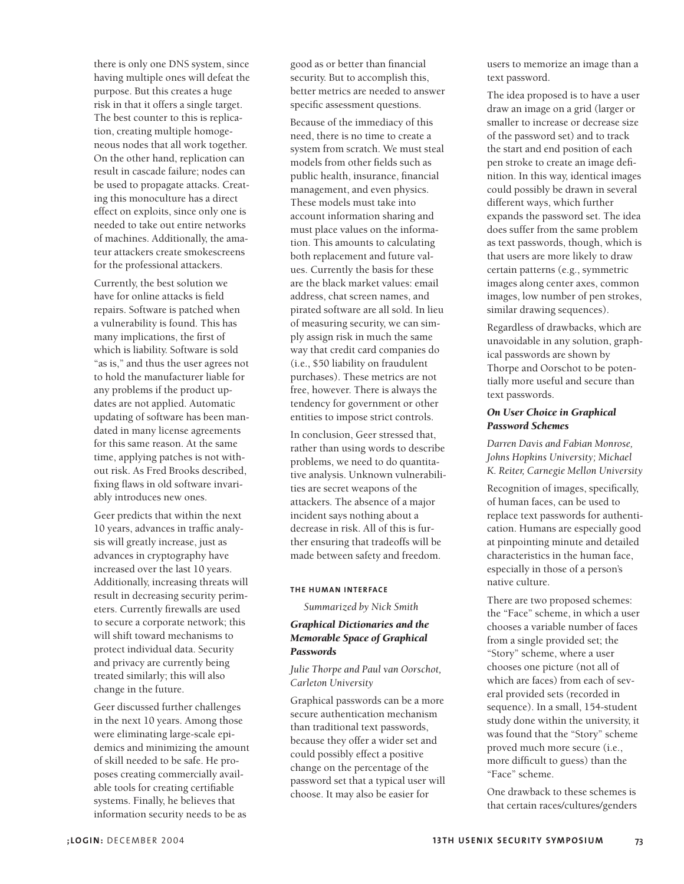there is only one DNS system, since having multiple ones will defeat the purpose. But this creates a huge risk in that it offers a single target. The best counter to this is replication, creating multiple homogeneous nodes that all work together. On the other hand, replication can result in cascade failure; nodes can be used to propagate attacks. Creating this monoculture has a direct effect on exploits, since only one is needed to take out entire networks of machines. Additionally, the amateur attackers create smokescreens for the professional attackers.

Currently, the best solution we have for online attacks is field repairs. Software is patched when a vulnerability is found. This has many implications, the first of which is liability. Software is sold "as is," and thus the user agrees not to hold the manufacturer liable for any problems if the product updates are not applied. Automatic updating of software has been mandated in many license agreements for this same reason. At the same time, applying patches is not without risk. As Fred Brooks described, fixing flaws in old software invariably introduces new ones.

Geer predicts that within the next 10 years, advances in traffic analysis will greatly increase, just as advances in cryptography have increased over the last 10 years. Additionally, increasing threats will result in decreasing security perimeters. Currently firewalls are used to secure a corporate network; this will shift toward mechanisms to protect individual data. Security and privacy are currently being treated similarly; this will also change in the future.

Geer discussed further challenges in the next 10 years. Among those were eliminating large-scale epidemics and minimizing the amount of skill needed to be safe. He proposes creating commercially available tools for creating certifiable systems. Finally, he believes that information security needs to be as good as or better than financial security. But to accomplish this, better metrics are needed to answer specific assessment questions.

Because of the immediacy of this need, there is no time to create a system from scratch. We must steal models from other fields such as public health, insurance, financial management, and even physics. These models must take into account information sharing and must place values on the information. This amounts to calculating both replacement and future values. Currently the basis for these are the black market values: email address, chat screen names, and pirated software are all sold. In lieu of measuring security, we can simply assign risk in much the same way that credit card companies do (i.e., $50 liability on fraudulent purchases). These metrics are not free, however. There is always the tendency for government or other entities to impose strict controls.

In conclusion, Geer stressed that, rather than using words to describe problems, we need to do quantitative analysis. Unknown vulnerabilities are secret weapons of the attackers. The absence of a major incident says nothing about a decrease in risk. All of this is further ensuring that tradeoffs will be made between safety and freedom.

## THE HUMAN INTERFACE

*Summarized by Nick Smith*

### *Graphical Dictionaries and the Memorable Space of Graphical Passwords*

*Julie Thorpe and Paul van Oorschot, Carleton University*

Graphical passwords can be a more secure authentication mechanism than traditional text passwords, because they offer a wider set and could possibly effect a positive change on the percentage of the password set that a typical user will choose. It may also be easier for users to memorize an image than a text password.

The idea proposed is to have a user draw an image on a grid (larger or smaller to increase or decrease size of the password set) and to track the start and end position of each pen stroke to create an image definition. In this way, identical images could possibly be drawn in several different ways, which further expands the password set. The idea does suffer from the same problem as text passwords, though, which is that users are more likely to draw certain patterns (e.g., symmetric images along center axes, common images, low number of pen strokes, similar drawing sequences).

Regardless of drawbacks, which are unavoidable in any solution, graphical passwords are shown by Thorpe and Oorschot to be potentially more useful and secure than text passwords.

### *On User Choice in Graphical Password Schemes*

*Darren Davis and Fabian Monrose, Johns Hopkins University; Michael K. Reiter, Carnegie Mellon University*

Recognition of images, specifically, of human faces, can be used to replace text passwords for authentication. Humans are especially good at pinpointing minute and detailed characteristics in the human face, especially in those of a person's native culture.

There are two proposed schemes: the "Face" scheme, in which a user chooses a variable number of faces from a single provided set; the "Story" scheme, where a user chooses one picture (not all of which are faces) from each of several provided sets (recorded in sequence). In a small, 154-student study done within the university, it was found that the "Story" scheme proved much more secure (i.e., more difficult to guess) than the "Face" scheme.

One drawback to these schemes is that certain races/cultures/genders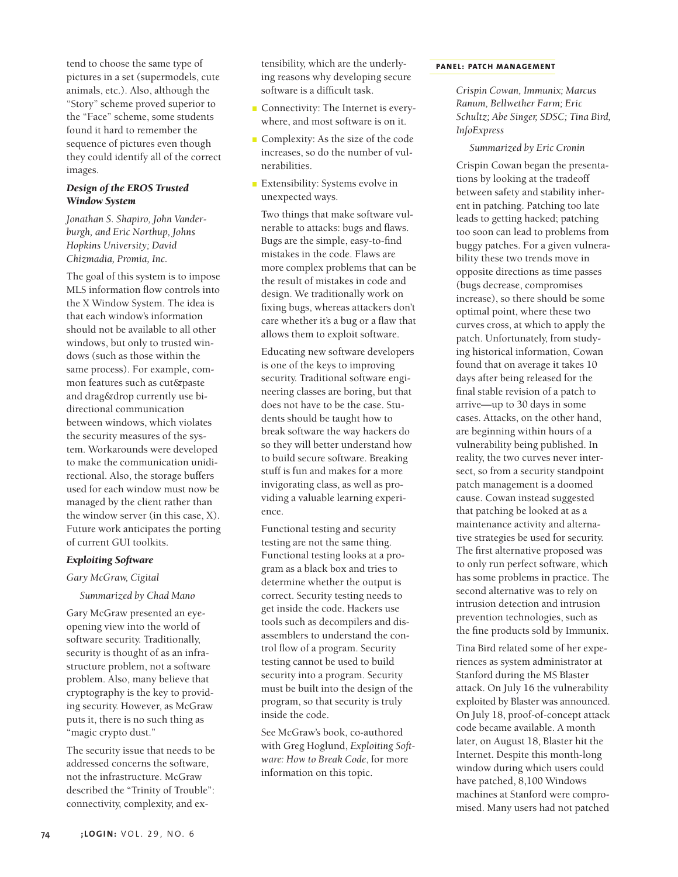tend to choose the same type of pictures in a set (supermodels, cute animals, etc.). Also, although the "Story" scheme proved superior to the "Face" scheme, some students found it hard to remember the sequence of pictures even though they could identify all of the correct images.

### *Design of the EROS Trusted Window System*

*Jonathan S. Shapiro, John Vanderburgh, and Eric Northup, Johns Hopkins University; David Chizmadia, Promia, Inc.*

The goal of this system is to impose MLS information flow controls into the X Window System. The idea is that each window's information should not be available to all other windows, but only to trusted windows (such as those within the same process). For example, common features such as cut&paste and drag&drop currently use bidirectional communication between windows, which violates the security measures of the system. Workarounds were developed to make the communication unidirectional. Also, the storage buffers used for each window must now be managed by the client rather than the window server (in this case, X). Future work anticipates the porting of current GUI toolkits.

### *Exploiting Software*

*Gary McGraw, Cigital*

*Summarized by Chad Mano*

Gary McGraw presented an eye-opening view into the world of software security. Traditionally, security is thought of as an infrastructure problem, not a software problem. Also, many believe that cryptography is the key to providing security. However, as McGraw puts it, there is no such thing as "magic crypto dust."

The security issue that needs to be addressed concerns the software, not the infrastructure. McGraw described the "Trinity of Trouble": connectivity, complexity, and extensibility, which are the underlying reasons why developing secure software is a difficult task.

- Connectivity: The Internet is everywhere, and most software is on it.
- Complexity: As the size of the code increases, so do the number of vulnerabilities.
- Extensibility: Systems evolve in unexpected ways.

Two things that make software vulnerable to attacks: bugs and flaws. Bugs are the simple, easy-to-find mistakes in the code. Flaws are more complex problems that can be the result of mistakes in code and design. We traditionally work on fixing bugs, whereas attackers don't care whether it's a bug or a flaw that allows them to exploit software.

Educating new software developers is one of the keys to improving security. Traditional software engineering classes are boring, but that does not have to be the case. Students should be taught how to break software the way hackers do so they will better understand how to build secure software. Breaking stuff is fun and makes for a more invigorating class, as well as providing a valuable learning experience.

Functional testing and security testing are not the same thing. Functional testing looks at a program as a black box and tries to determine whether the output is correct. Security testing needs to get inside the code. Hackers use tools such as decompilers and disassemblers to understand the control flow of a program. Security testing cannot be used to build security into a program. Security must be built into the design of the program, so that security is truly inside the code.

See McGraw's book, co-authored with Greg Hoglund, *Exploiting Software: How to Break Code*, for more information on this topic.

## PANEL: PATCH MANAGEMENT

*Crispin Cowan, Immunix; Marcus Ranum, Bellwether Farm; Eric Schultz; Abe Singer, SDSC; Tina Bird, InfoExpress*

*Summarized by Eric Cronin*

Crispin Cowan began the presentations by looking at the tradeoff between safety and stability inherent in patching. Patching too late leads to getting hacked; patching too soon can lead to problems from buggy patches. For a given vulnerability these two trends move in opposite directions as time passes (bugs decrease, compromises increase), so there should be some optimal point, where these two curves cross, at which to apply the patch. Unfortunately, from studying historical information, Cowan found that on average it takes 10 days after being released for the final stable revision of a patch to arrive—up to 30 days in some cases. Attacks, on the other hand, are beginning within hours of a vulnerability being published. In reality, the two curves never intersect, so from a security standpoint patch management is a doomed cause. Cowan instead suggested that patching be looked at as a maintenance activity and alternative strategies be used for security. The first alternative proposed was to only run perfect software, which has some problems in practice. The second alternative was to rely on intrusion detection and intrusion prevention technologies, such as the fine products sold by Immunix.

Tina Bird related some of her experiences as system administrator at Stanford during the MS Blaster attack. On July 16 the vulnerability exploited by Blaster was announced. On July 18, proof-of-concept attack code became available. A month later, on August 18, Blaster hit the Internet. Despite this month-long window during which users could have patched, 8,100 Windows machines at Stanford were compromised. Many users had not patched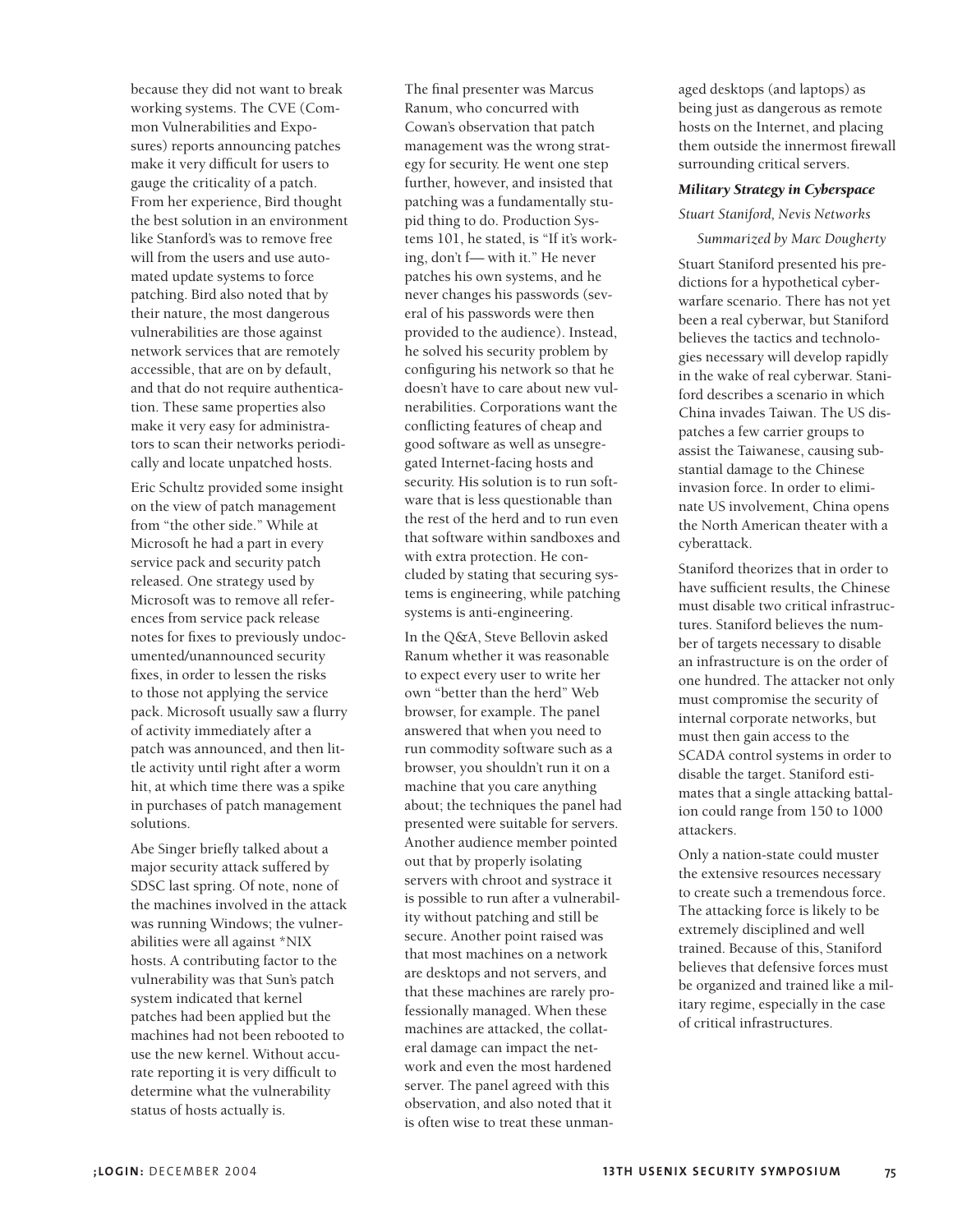because they did not want to break working systems. The CVE (Common Vulnerabilities and Exposures) reports announcing patches make it very difficult for users to gauge the criticality of a patch. From her experience, Bird thought the best solution in an environment like Stanford's was to remove free will from the users and use automated update systems to force patching. Bird also noted that by their nature, the most dangerous vulnerabilities are those against network services that are remotely accessible, that are on by default, and that do not require authentication. These same properties also make it very easy for administrators to scan their networks periodically and locate unpatched hosts.

Eric Schultz provided some insight on the view of patch management from "the other side." While at Microsoft he had a part in every service pack and security patch released. One strategy used by Microsoft was to remove all references from service pack release notes for fixes to previously undocumented/unannounced security fixes, in order to lessen the risks to those not applying the service pack. Microsoft usually saw a flurry of activity immediately after a patch was announced, and then little activity until right after a worm hit, at which time there was a spike in purchases of patch management solutions.

Abe Singer briefly talked about a major security attack suffered by SDSC last spring. Of note, none of the machines involved in the attack was running Windows; the vulnerabilities were all against *NIX hosts. A contributing factor to the vulnerability was that Sun's patch system indicated that kernel patches had been applied but the machines had not been rebooted to use the new kernel. Without accurate reporting it is very difficult to determine what the vulnerability status of hosts actually is.

The final presenter was Marcus Ranum, who concurred with Cowan's observation that patch management was the wrong strategy for security. He went one step further, however, and insisted that patching was a fundamentally stupid thing to do. Production Systems 101, he stated, is "If it's working, don't f— with it." He never patches his own systems, and he never changes his passwords (several of his passwords were then provided to the audience). Instead, he solved his security problem by configuring his network so that he doesn't have to care about new vulnerabilities. Corporations want the conflicting features of cheap and good software as well as unsegregated Internet-facing hosts and security. His solution is to run software that is less questionable than the rest of the herd and to run even that software within sandboxes and with extra protection. He concluded by stating that securing systems is engineering, while patching systems is anti-engineering.

In the Q&A, Steve Bellovin asked Ranum whether it was reasonable to expect every user to write her own "better than the herd" Web browser, for example. The panel answered that when you need to run commodity software such as a browser, you shouldn't run it on a machine that you care anything about; the techniques the panel had presented were suitable for servers. Another audience member pointed out that by properly isolating servers with chroot and systrace it is possible to run after a vulnerability without patching and still be secure. Another point raised was that most machines on a network are desktops and not servers, and that these machines are rarely professionally managed. When these machines are attacked, the collateral damage can impact the network and even the most hardened server. The panel agreed with this observation, and also noted that it is often wise to treat these unmanaged desktops (and laptops) as being just as dangerous as remote hosts on the Internet, and placing them outside the innermost firewall surrounding critical servers.

### *Military Strategy in Cyberspace*

*Stuart Staniford, Nevis Networks*

*Summarized by Marc Dougherty*

Stuart Staniford presented his predictions for a hypothetical cyberwarfare scenario. There has not yet been a real cyberwar, but Staniford believes the tactics and technologies necessary will develop rapidly in the wake of real cyberwar. Staniford describes a scenario in which China invades Taiwan. The US dispatches a few carrier groups to assist the Taiwanese, causing substantial damage to the Chinese invasion force. In order to eliminate US involvement, China opens the North American theater with a cyberattack.

Staniford theorizes that in order to have sufficient results, the Chinese must disable two critical infrastructures. Staniford believes the number of targets necessary to disable an infrastructure is on the order of one hundred. The attacker not only must compromise the security of internal corporate networks, but must then gain access to the SCADA control systems in order to disable the target. Staniford estimates that a single attacking battalion could range from 150 to 1000 attackers.

Only a nation-state could muster the extensive resources necessary to create such a tremendous force. The attacking force is likely to be extremely disciplined and well trained. Because of this, Staniford believes that defensive forces must be organized and trained like a military regime, especially in the case of critical infrastructures.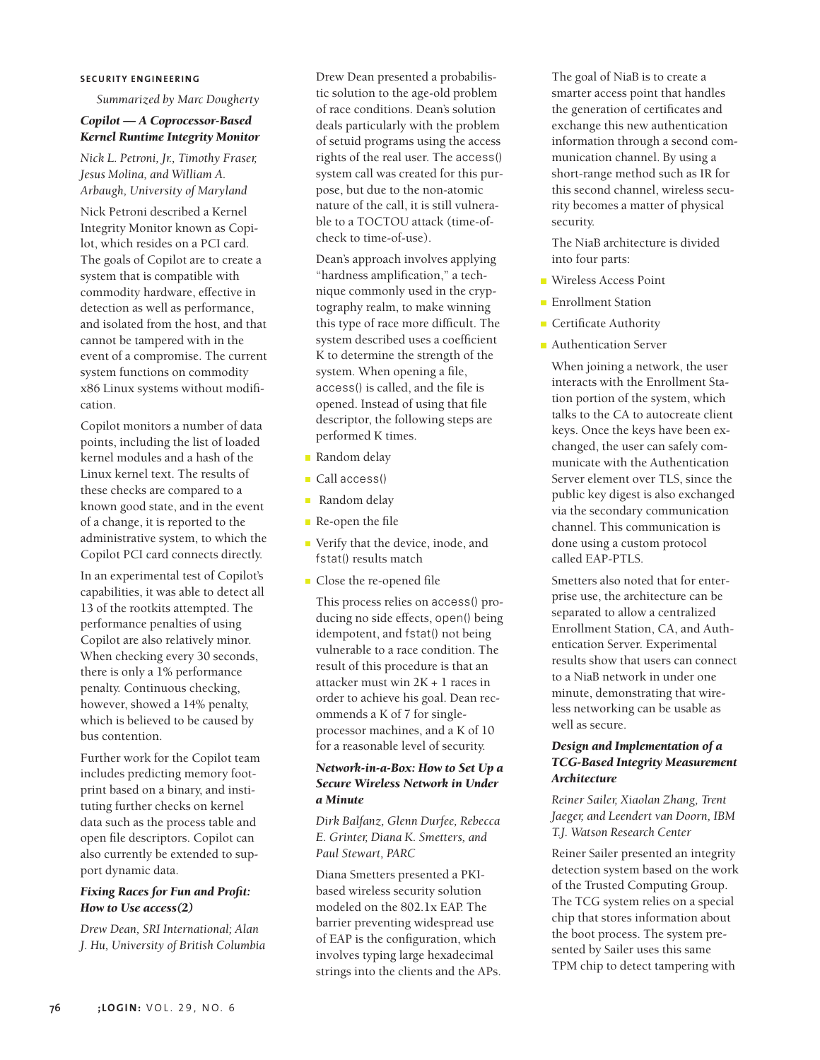## SECURITY ENGINEERING

*Summarized by Marc Dougherty*

### *Copilot — A Coprocessor-Based Kernel Runtime Integrity Monitor*

*Nick L. Petroni, Jr., Timothy Fraser, Jesus Molina, and William A. Arbaugh, University of Maryland*

Nick Petroni described a Kernel Integrity Monitor known as Copilot, which resides on a PCI card. The goals of Copilot are to create a system that is compatible with commodity hardware, effective in detection as well as performance, and isolated from the host, and that cannot be tampered with in the event of a compromise. The current system functions on commodity x86 Linux systems without modification.

Copilot monitors a number of data points, including the list of loaded kernel modules and a hash of the Linux kernel text. The results of these checks are compared to a known good state, and in the event of a change, it is reported to the administrative system, to which the Copilot PCI card connects directly.

In an experimental test of Copilot's capabilities, it was able to detect all 13 of the rootkits attempted. The performance penalties of using Copilot are also relatively minor. When checking every 30 seconds, there is only a 1% performance penalty. Continuous checking, however, showed a 14% penalty, which is believed to be caused by bus contention.

Further work for the Copilot team includes predicting memory footprint based on a binary, and instituting further checks on kernel data such as the process table and open file descriptors. Copilot can also currently be extended to support dynamic data.

### *Fixing Races for Fun and Profit: How to Use access(2)*

*Drew Dean, SRI International; Alan J. Hu, University of British Columbia*

Drew Dean presented a probabilistic solution to the age-old problem of race conditions. Dean's solution deals particularly with the problem of setuid programs using the access rights of the real user. The `access()` system call was created for this purpose, but due to the non-atomic nature of the call, it is still vulnerable to a TOCTOU attack (time-of-check to time-of-use).

Dean's approach involves applying "hardness amplification," a technique commonly used in the cryptography realm, to make winning this type of race more difficult. The system described uses a coefficient K to determine the strength of the system. When opening a file, `access()` is called, and the file is opened. Instead of using that file descriptor, the following steps are performed K times.

- Random delay
- Call `access()`
- Random delay
- Re-open the file
- Verify that the device, inode, and `fstat()` results match
- Close the re-opened file

This process relies on `access()` producing no side effects, `open()` being idempotent, and `fstat()` not being vulnerable to a race condition. The result of this procedure is that an attacker must win 2K + 1 races in order to achieve his goal. Dean recommends a K of 7 for single-processor machines, and a K of 10 for a reasonable level of security.

### *Network-in-a-Box: How to Set Up a Secure Wireless Network in Under a Minute*

*Dirk Balfanz, Glenn Durfee, Rebecca E. Grinter, Diana K. Smetters, and Paul Stewart, PARC*

Diana Smetters presented a PKI-based wireless security solution modeled on the 802.1x EAP. The barrier preventing widespread use of EAP is the configuration, which involves typing large hexadecimal strings into the clients and the APs.

The goal of NiaB is to create a smarter access point that handles the generation of certificates and exchange this new authentication information through a second communication channel. By using a short-range method such as IR for this second channel, wireless security becomes a matter of physical security.

The NiaB architecture is divided into four parts:

- Wireless Access Point
- Enrollment Station
- Certificate Authority
- Authentication Server

When joining a network, the user interacts with the Enrollment Station portion of the system, which talks to the CA to autocreate client keys. Once the keys have been exchanged, the user can safely communicate with the Authentication Server element over TLS, since the public key digest is also exchanged via the secondary communication channel. This communication is done using a custom protocol called EAP-PTLS.

Smetters also noted that for enterprise use, the architecture can be separated to allow a centralized Enrollment Station, CA, and Authentication Server. Experimental results show that users can connect to a NiaB network in under one minute, demonstrating that wireless networking can be usable as well as secure.

### *Design and Implementation of a TCG-Based Integrity Measurement Architecture*

*Reiner Sailer, Xiaolan Zhang, Trent Jaeger, and Leendert van Doorn, IBM T.J. Watson Research Center*

Reiner Sailer presented an integrity detection system based on the work of the Trusted Computing Group. The TCG system relies on a special chip that stores information about the boot process. The system presented by Sailer uses this same TPM chip to detect tampering with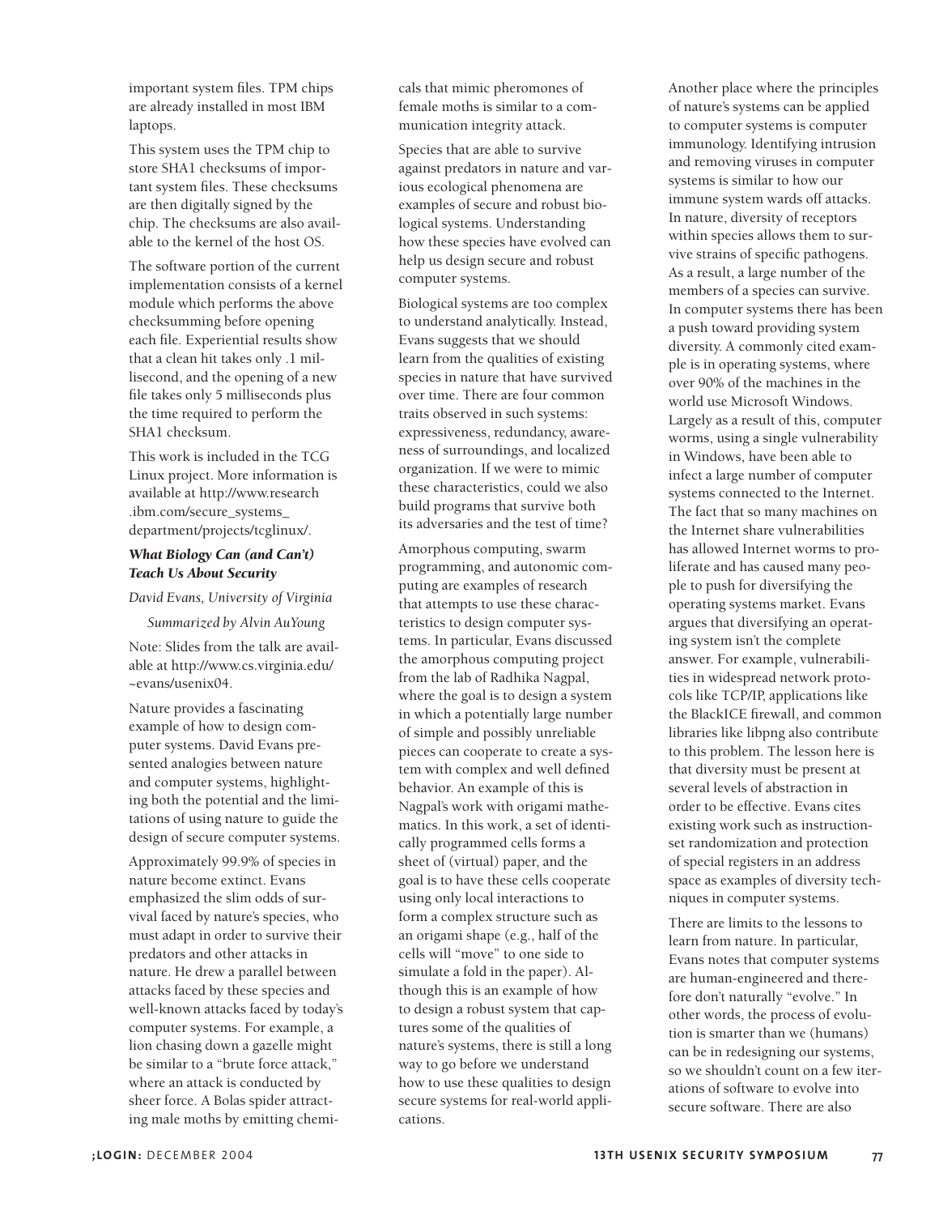important system files. TPM chips are already installed in most IBM laptops.

This system uses the TPM chip to store SHA1 checksums of important system files. These checksums are then digitally signed by the chip. The checksums are also available to the kernel of the host OS.

The software portion of the current implementation consists of a kernel module which performs the above checksumming before opening each file. Experiential results show that a clean hit takes only .1 millisecond, and the opening of a new file takes only 5 milliseconds plus the time required to perform the SHA1 checksum.

This work is included in the TCG Linux project. More information is available at http://www.research.ibm.com/secure_systems_department/projects/tcglinux/.

### *What Biology Can (and Can't) Teach Us About Security*

*David Evans, University of Virginia*

*Summarized by Alvin AuYoung*

Note: Slides from the talk are available at http://www.cs.virginia.edu/~evans/usenix04.

Nature provides a fascinating example of how to design computer systems. David Evans presented analogies between nature and computer systems, highlighting both the potential and the limitations of using nature to guide the design of secure computer systems.

Approximately 99.9% of species in nature become extinct. Evans emphasized the slim odds of survival faced by nature's species, who must adapt in order to survive their predators and other attacks in nature. He drew a parallel between attacks faced by these species and well-known attacks faced by today's computer systems. For example, a lion chasing down a gazelle might be similar to a "brute force attack," where an attack is conducted by sheer force. A Bolas spider attracting male moths by emitting chemicals that mimic pheromones of female moths is similar to a communication integrity attack.

Species that are able to survive against predators in nature and various ecological phenomena are examples of secure and robust biological systems. Understanding how these species have evolved can help us design secure and robust computer systems.

Biological systems are too complex to understand analytically. Instead, Evans suggests that we should learn from the qualities of existing species in nature that have survived over time. There are four common traits observed in such systems: expressiveness, redundancy, awareness of surroundings, and localized organization. If we were to mimic these characteristics, could we also build programs that survive both its adversaries and the test of time?

Amorphous computing, swarm programming, and autonomic computing are examples of research that attempts to use these characteristics to design computer systems. In particular, Evans discussed the amorphous computing project from the lab of Radhika Nagpal, where the goal is to design a system in which a potentially large number of simple and possibly unreliable pieces can cooperate to create a system with complex and well defined behavior. An example of this is Nagpal's work with origami mathematics. In this work, a set of identically programmed cells forms a sheet of (virtual) paper, and the goal is to have these cells cooperate using only local interactions to form a complex structure such as an origami shape (e.g., half of the cells will "move" to one side to simulate a fold in the paper). Although this is an example of how to design a robust system that captures some of the qualities of nature's systems, there is still a long way to go before we understand how to use these qualities to design secure systems for real-world applications.

Another place where the principles of nature's systems can be applied to computer systems is computer immunology. Identifying intrusion and removing viruses in computer systems is similar to how our immune system wards off attacks. In nature, diversity of receptors within species allows them to survive strains of specific pathogens. As a result, a large number of the members of a species can survive. In computer systems there has been a push toward providing system diversity. A commonly cited example is in operating systems, where over 90% of the machines in the world use Microsoft Windows. Largely as a result of this, computer worms, using a single vulnerability in Windows, have been able to infect a large number of computer systems connected to the Internet. The fact that so many machines on the Internet share vulnerabilities has allowed Internet worms to proliferate and has caused many people to push for diversifying the operating systems market. Evans argues that diversifying an operating system isn't the complete answer. For example, vulnerabilities in widespread network protocols like TCP/IP, applications like the BlackICE firewall, and common libraries like libpng also contribute to this problem. The lesson here is that diversity must be present at several levels of abstraction in order to be effective. Evans cites existing work such as instruction-set randomization and protection of special registers in an address space as examples of diversity techniques in computer systems.

There are limits to the lessons to learn from nature. In particular, Evans notes that computer systems are human-engineered and therefore don't naturally "evolve." In other words, the process of evolution is smarter than we (humans) can be in redesigning our systems, so we shouldn't count on a few iterations of software to evolve into secure software. There are also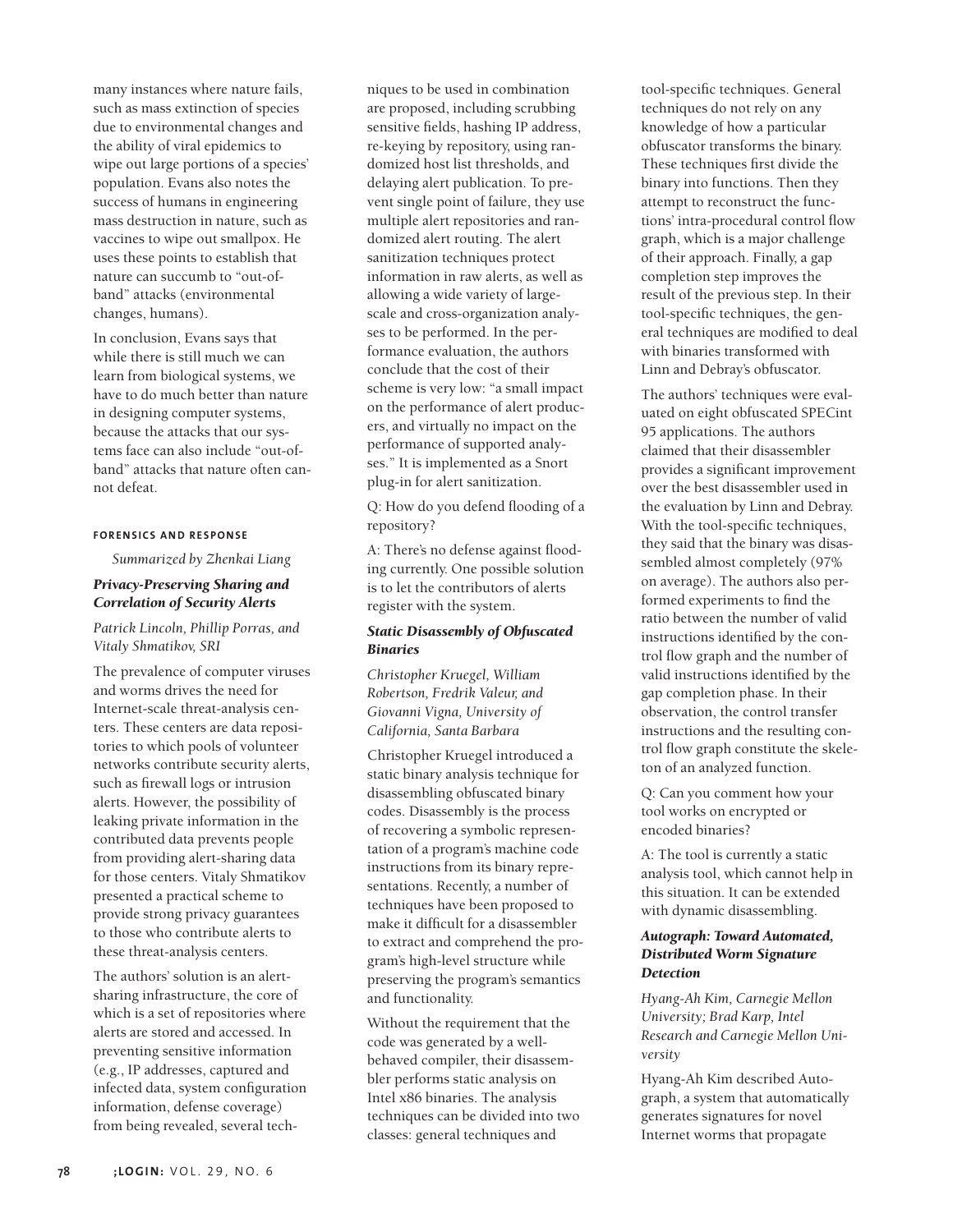many instances where nature fails, such as mass extinction of species due to environmental changes and the ability of viral epidemics to wipe out large portions of a species' population. Evans also notes the success of humans in engineering mass destruction in nature, such as vaccines to wipe out smallpox. He uses these points to establish that nature can succumb to "out-of-band" attacks (environmental changes, humans).

In conclusion, Evans says that while there is still much we can learn from biological systems, we have to do much better than nature in designing computer systems, because the attacks that our systems face can also include "out-of-band" attacks that nature often cannot defeat.

## FORENSICS AND RESPONSE

*Summarized by Zhenkai Liang*

### *Privacy-Preserving Sharing and Correlation of Security Alerts*

*Patrick Lincoln, Phillip Porras, and Vitaly Shmatikov, SRI*

The prevalence of computer viruses and worms drives the need for Internet-scale threat-analysis centers. These centers are data repositories to which pools of volunteer networks contribute security alerts, such as firewall logs or intrusion alerts. However, the possibility of leaking private information in the contributed data prevents people from providing alert-sharing data for those centers. Vitaly Shmatikov presented a practical scheme to provide strong privacy guarantees to those who contribute alerts to these threat-analysis centers.

The authors' solution is an alert-sharing infrastructure, the core of which is a set of repositories where alerts are stored and accessed. In preventing sensitive information (e.g., IP addresses, captured and infected data, system configuration information, defense coverage) from being revealed, several techniques to be used in combination are proposed, including scrubbing sensitive fields, hashing IP address, re-keying by repository, using randomized host list thresholds, and delaying alert publication. To prevent single point of failure, they use multiple alert repositories and randomized alert routing. The alert sanitization techniques protect information in raw alerts, as well as allowing a wide variety of large-scale and cross-organization analyses to be performed. In the performance evaluation, the authors conclude that the cost of their scheme is very low: "a small impact on the performance of alert producers, and virtually no impact on the performance of supported analyses." It is implemented as a Snort plug-in for alert sanitization.

Q: How do you defend flooding of a repository?

A: There's no defense against flooding currently. One possible solution is to let the contributors of alerts register with the system.

### *Static Disassembly of Obfuscated Binaries*

*Christopher Kruegel, William Robertson, Fredrik Valeur, and Giovanni Vigna, University of California, Santa Barbara*

Christopher Kruegel introduced a static binary analysis technique for disassembling obfuscated binary codes. Disassembly is the process of recovering a symbolic representation of a program's machine code instructions from its binary representations. Recently, a number of techniques have been proposed to make it difficult for a disassembler to extract and comprehend the program's high-level structure while preserving the program's semantics and functionality.

Without the requirement that the code was generated by a well-behaved compiler, their disassembler performs static analysis on Intel x86 binaries. The analysis techniques can be divided into two classes: general techniques and tool-specific techniques. General techniques do not rely on any knowledge of how a particular obfuscator transforms the binary. These techniques first divide the binary into functions. Then they attempt to reconstruct the functions' intra-procedural control flow graph, which is a major challenge of their approach. Finally, a gap completion step improves the result of the previous step. In their tool-specific techniques, the general techniques are modified to deal with binaries transformed with Linn and Debray's obfuscator.

The authors' techniques were evaluated on eight obfuscated SPECint 95 applications. The authors claimed that their disassembler provides a significant improvement over the best disassembler used in the evaluation by Linn and Debray. With the tool-specific techniques, they said that the binary was disassembled almost completely (97% on average). The authors also performed experiments to find the ratio between the number of valid instructions identified by the control flow graph and the number of valid instructions identified by the gap completion phase. In their observation, the control transfer instructions and the resulting control flow graph constitute the skeleton of an analyzed function.

Q: Can you comment how your tool works on encrypted or encoded binaries?

A: The tool is currently a static analysis tool, which cannot help in this situation. It can be extended with dynamic disassembling.

### *Autograph: Toward Automated, Distributed Worm Signature Detection*

*Hyang-Ah Kim, Carnegie Mellon University; Brad Karp, Intel Research and Carnegie Mellon University*

Hyang-Ah Kim described Autograph, a system that automatically generates signatures for novel Internet worms that propagate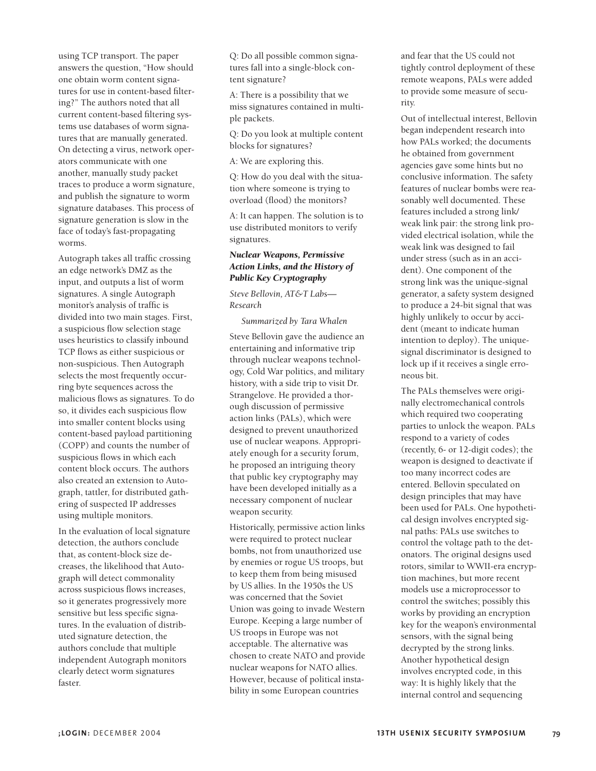using TCP transport. The paper answers the question, "How should one obtain worm content signatures for use in content-based filtering?" The authors noted that all current content-based filtering systems use databases of worm signatures that are manually generated. On detecting a virus, network operators communicate with one another, manually study packet traces to produce a worm signature, and publish the signature to worm signature databases. This process of signature generation is slow in the face of today's fast-propagating worms.

Autograph takes all traffic crossing an edge network's DMZ as the input, and outputs a list of worm signatures. A single Autograph monitor's analysis of traffic is divided into two main stages. First, a suspicious flow selection stage uses heuristics to classify inbound TCP flows as either suspicious or non-suspicious. Then Autograph selects the most frequently occurring byte sequences across the malicious flows as signatures. To do so, it divides each suspicious flow into smaller content blocks using content-based payload partitioning (COPP) and counts the number of suspicious flows in which each content block occurs. The authors also created an extension to Autograph, tattler, for distributed gathering of suspected IP addresses using multiple monitors.

In the evaluation of local signature detection, the authors conclude that, as content-block size decreases, the likelihood that Autograph will detect commonality across suspicious flows increases, so it generates progressively more sensitive but less specific signatures. In the evaluation of distributed signature detection, the authors conclude that multiple independent Autograph monitors clearly detect worm signatures faster.

Q: Do all possible common signatures fall into a single-block content signature?

A: There is a possibility that we miss signatures contained in multiple packets.

Q: Do you look at multiple content blocks for signatures?

A: We are exploring this.

Q: How do you deal with the situation where someone is trying to overload (flood) the monitors?

A: It can happen. The solution is to use distributed monitors to verify signatures.

### *Nuclear Weapons, Permissive Action Links, and the History of Public Key Cryptography*

*Steve Bellovin, AT&T Labs—Research*

*Summarized by Tara Whalen*

Steve Bellovin gave the audience an entertaining and informative trip through nuclear weapons technology, Cold War politics, and military history, with a side trip to visit Dr. Strangelove. He provided a thorough discussion of permissive action links (PALs), which were designed to prevent unauthorized use of nuclear weapons. Appropriately enough for a security forum, he proposed an intriguing theory that public key cryptography may have been developed initially as a necessary component of nuclear weapon security.

Historically, permissive action links were required to protect nuclear bombs, not from unauthorized use by enemies or rogue US troops, but to keep them from being misused by US allies. In the 1950s the US was concerned that the Soviet Union was going to invade Western Europe. Keeping a large number of US troops in Europe was not acceptable. The alternative was chosen to create NATO and provide nuclear weapons for NATO allies. However, because of political instability in some European countries and fear that the US could not tightly control deployment of these remote weapons, PALs were added to provide some measure of security.

Out of intellectual interest, Bellovin began independent research into how PALs worked; the documents he obtained from government agencies gave some hints but no conclusive information. The safety features of nuclear bombs were reasonably well documented. These features included a strong link/weak link pair: the strong link provided electrical isolation, while the weak link was designed to fail under stress (such as in an accident). One component of the strong link was the unique-signal generator, a safety system designed to produce a 24-bit signal that was highly unlikely to occur by accident (meant to indicate human intention to deploy). The unique-signal discriminator is designed to lock up if it receives a single erroneous bit.

The PALs themselves were originally electromechanical controls which required two cooperating parties to unlock the weapon. PALs respond to a variety of codes (recently, 6- or 12-digit codes); the weapon is designed to deactivate if too many incorrect codes are entered. Bellovin speculated on design principles that may have been used for PALs. One hypothetical design involves encrypted signal paths: PALs use switches to control the voltage path to the detonators. The original designs used rotors, similar to WWII-era encryption machines, but more recent models use a microprocessor to control the switches; possibly this works by providing an encryption key for the weapon's environmental sensors, with the signal being decrypted by the strong links. Another hypothetical design involves encrypted code, in this way: It is highly likely that the internal control and sequencing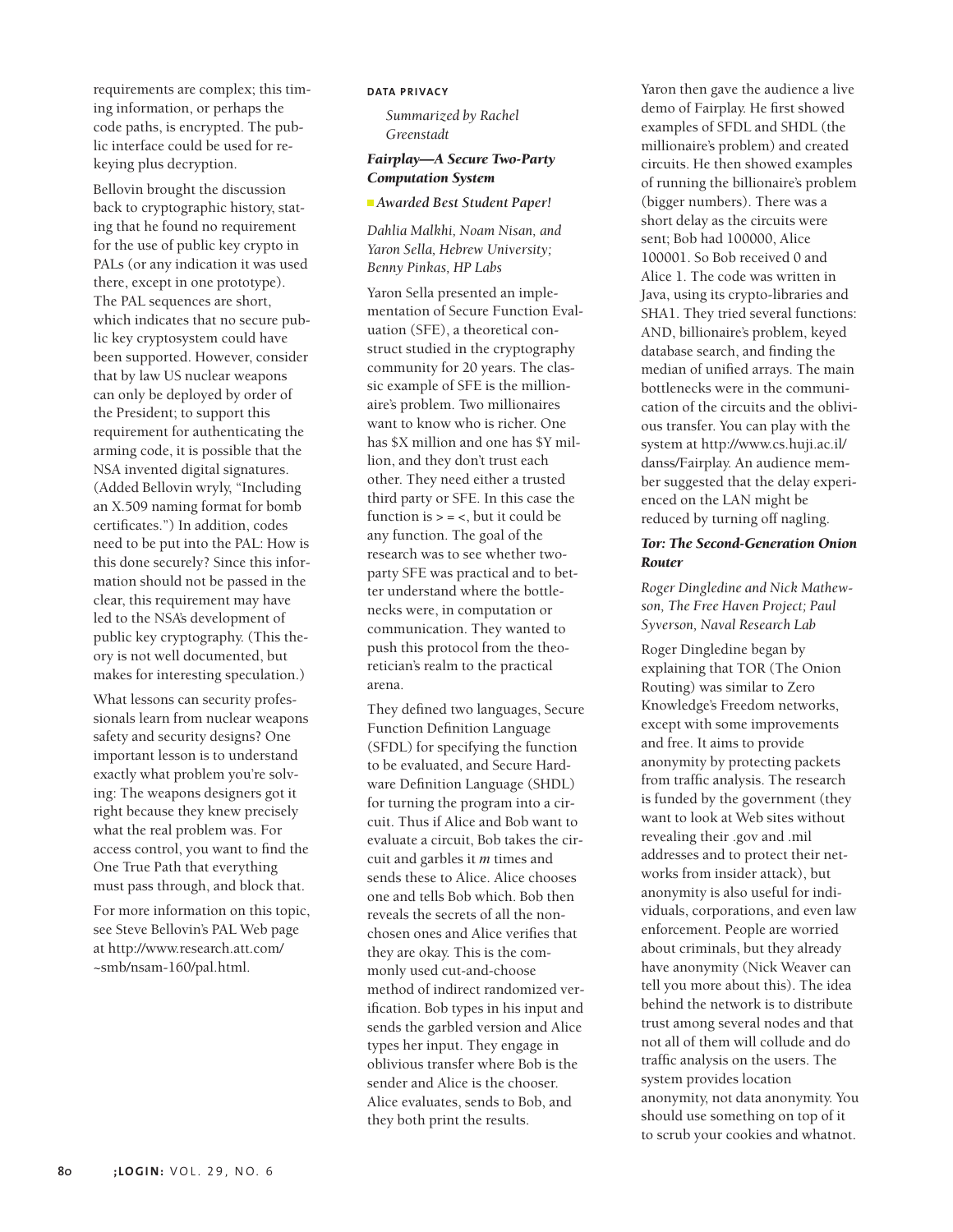requirements are complex; this timing information, or perhaps the code paths, is encrypted. The public interface could be used for rekeying plus decryption.

Bellovin brought the discussion back to cryptographic history, stating that he found no requirement for the use of public key crypto in PALs (or any indication it was used there, except in one prototype). The PAL sequences are short, which indicates that no secure public key cryptosystem could have been supported. However, consider that by law US nuclear weapons can only be deployed by order of the President; to support this requirement for authenticating the arming code, it is possible that the NSA invented digital signatures. (Added Bellovin wryly, "Including an X.509 naming format for bomb certificates.") In addition, codes need to be put into the PAL: How is this done securely? Since this information should not be passed in the clear, this requirement may have led to the NSA's development of public key cryptography. (This theory is not well documented, but makes for interesting speculation.)

What lessons can security professionals learn from nuclear weapons safety and security designs? One important lesson is to understand exactly what problem you're solving: The weapons designers got it right because they knew precisely what the real problem was. For access control, you want to find the One True Path that everything must pass through, and block that.

For more information on this topic, see Steve Bellovin's PAL Web page at http://www.research.att.com/~smb/nsam-160/pal.html.

## DATA PRIVACY

*Summarized by Rachel Greenstadt*

### *Fairplay—A Secure Two-Party Computation System*

*Awarded Best Student Paper!*

*Dahlia Malkhi, Noam Nisan, and Yaron Sella, Hebrew University; Benny Pinkas, HP Labs*

Yaron Sella presented an implementation of Secure Function Evaluation (SFE), a theoretical construct studied in the cryptography community for 20 years. The classic example of SFE is the millionaire's problem. Two millionaires want to know who is richer. One has \$X million and one has \$Y million, and they don't trust each other. They need either a trusted third party or SFE. In this case the function is > = <, but it could be any function. The goal of the research was to see whether two-party SFE was practical and to better understand where the bottlenecks were, in computation or communication. They wanted to push this protocol from the theoretician's realm to the practical arena.

They defined two languages, Secure Function Definition Language (SFDL) for specifying the function to be evaluated, and Secure Hardware Definition Language (SHDL) for turning the program into a circuit. Thus if Alice and Bob want to evaluate a circuit, Bob takes the circuit and garbles it *m* times and sends these to Alice. Alice chooses one and tells Bob which. Bob then reveals the secrets of all the non-chosen ones and Alice verifies that they are okay. This is the commonly used cut-and-choose method of indirect randomized verification. Bob types in his input and sends the garbled version and Alice types her input. They engage in oblivious transfer where Bob is the sender and Alice is the chooser. Alice evaluates, sends to Bob, and they both print the results.

Yaron then gave the audience a live demo of Fairplay. He first showed examples of SFDL and SHDL (the millionaire's problem) and created circuits. He then showed examples of running the billionaire's problem (bigger numbers). There was a short delay as the circuits were sent; Bob had 100000, Alice 100001. So Bob received 0 and Alice 1. The code was written in Java, using its crypto-libraries and SHA1. They tried several functions: AND, billionaire's problem, keyed database search, and finding the median of unified arrays. The main bottlenecks were in the communication of the circuits and the oblivious transfer. You can play with the system at http://www.cs.huji.ac.il/danss/Fairplay. An audience member suggested that the delay experienced on the LAN might be reduced by turning off nagling.

### *Tor: The Second-Generation Onion Router*

*Roger Dingledine and Nick Mathewson, The Free Haven Project; Paul Syverson, Naval Research Lab*

Roger Dingledine began by explaining that TOR (The Onion Routing) was similar to Zero Knowledge's Freedom networks, except with some improvements and free. It aims to provide anonymity by protecting packets from traffic analysis. The research is funded by the government (they want to look at Web sites without revealing their .gov and .mil addresses and to protect their networks from insider attack), but anonymity is also useful for individuals, corporations, and even law enforcement. People are worried about criminals, but they already have anonymity (Nick Weaver can tell you more about this). The idea behind the network is to distribute trust among several nodes and that not all of them will collude and do traffic analysis on the users. The system provides location anonymity, not data anonymity. You should use something on top of it to scrub your cookies and whatnot.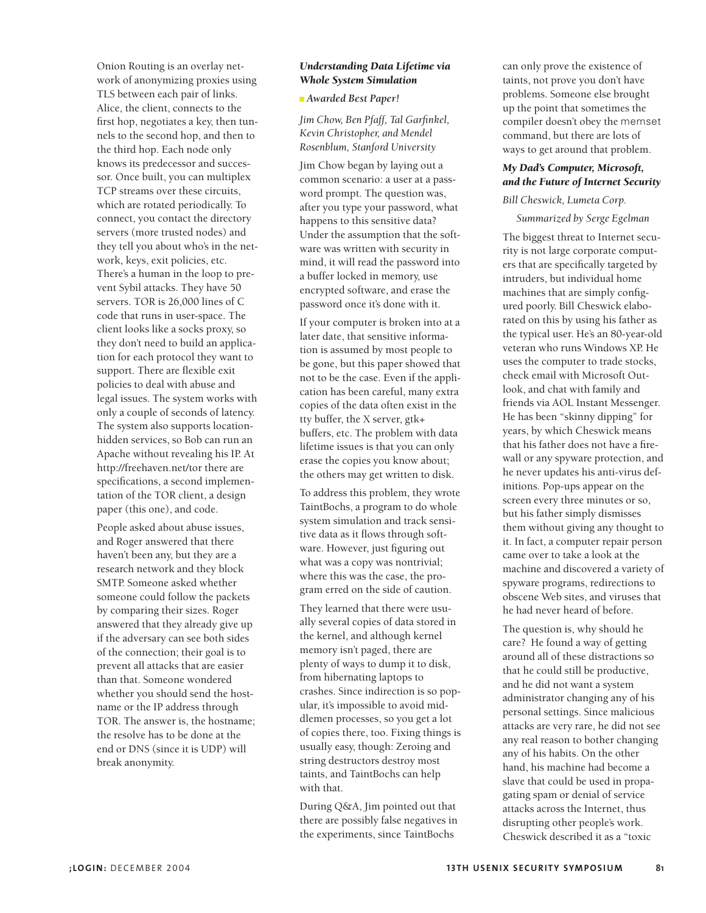Onion Routing is an overlay network of anonymizing proxies using TLS between each pair of links. Alice, the client, connects to the first hop, negotiates a key, then tunnels to the second hop, and then to the third hop. Each node only knows its predecessor and successor. Once built, you can multiplex TCP streams over these circuits, which are rotated periodically. To connect, you contact the directory servers (more trusted nodes) and they tell you about who's in the network, keys, exit policies, etc. There's a human in the loop to prevent Sybil attacks. They have 50 servers. TOR is 26,000 lines of C code that runs in user-space. The client looks like a socks proxy, so they don't need to build an application for each protocol they want to support. There are flexible exit policies to deal with abuse and legal issues. The system works with only a couple of seconds of latency. The system also supports location-hidden services, so Bob can run an Apache without revealing his IP. At http://freehaven.net/tor there are specifications, a second implementation of the TOR client, a design paper (this one), and code.

People asked about abuse issues, and Roger answered that there haven't been any, but they are a research network and they block SMTP. Someone asked whether someone could follow the packets by comparing their sizes. Roger answered that they already give up if the adversary can see both sides of the connection; their goal is to prevent all attacks that are easier than that. Someone wondered whether you should send the hostname or the IP address through TOR. The answer is, the hostname; the resolve has to be done at the end or DNS (since it is UDP) will break anonymity.

### *Understanding Data Lifetime via Whole System Simulation*

*Awarded Best Paper!*

*Jim Chow, Ben Pfaff, Tal Garfinkel, Kevin Christopher, and Mendel Rosenblum, Stanford University*

Jim Chow began by laying out a common scenario: a user at a password prompt. The question was, after you type your password, what happens to this sensitive data? Under the assumption that the software was written with security in mind, it will read the password into a buffer locked in memory, use encrypted software, and erase the password once it's done with it.

If your computer is broken into at a later date, that sensitive information is assumed by most people to be gone, but this paper showed that not to be the case. Even if the application has been careful, many extra copies of the data often exist in the tty buffer, the X server, gtk+ buffers, etc. The problem with data lifetime issues is that you can only erase the copies you know about; the others may get written to disk.

To address this problem, they wrote TaintBochs, a program to do whole system simulation and track sensitive data as it flows through software. However, just figuring out what was a copy was nontrivial; where this was the case, the program erred on the side of caution.

They learned that there were usually several copies of data stored in the kernel, and although kernel memory isn't paged, there are plenty of ways to dump it to disk, from hibernating laptops to crashes. Since indirection is so popular, it's impossible to avoid middlemen processes, so you get a lot of copies there, too. Fixing things is usually easy, though: Zeroing and string destructors destroy most taints, and TaintBochs can help with that.

During Q&A, Jim pointed out that there are possibly false negatives in the experiments, since TaintBochs can only prove the existence of taints, not prove you don't have problems. Someone else brought up the point that sometimes the compiler doesn't obey the `memset` command, but there are lots of ways to get around that problem.

### *My Dad's Computer, Microsoft, and the Future of Internet Security*

*Bill Cheswick, Lumeta Corp.*

*Summarized by Serge Egelman*

The biggest threat to Internet security is not large corporate computers that are specifically targeted by intruders, but individual home machines that are simply configured poorly. Bill Cheswick elaborated on this by using his father as the typical user. He's an 80-year-old veteran who runs Windows XP. He uses the computer to trade stocks, check email with Microsoft Outlook, and chat with family and friends via AOL Instant Messenger. He has been "skinny dipping" for years, by which Cheswick means that his father does not have a firewall or any spyware protection, and he never updates his anti-virus definitions. Pop-ups appear on the screen every three minutes or so, but his father simply dismisses them without giving any thought to it. In fact, a computer repair person came over to take a look at the machine and discovered a variety of spyware programs, redirections to obscene Web sites, and viruses that he had never heard of before.

The question is, why should he care? He found a way of getting around all of these distractions so that he could still be productive, and he did not want a system administrator changing any of his personal settings. Since malicious attacks are very rare, he did not see any real reason to bother changing any of his habits. On the other hand, his machine had become a slave that could be used in propagating spam or denial of service attacks across the Internet, thus disrupting other people's work. Cheswick described it as a "toxic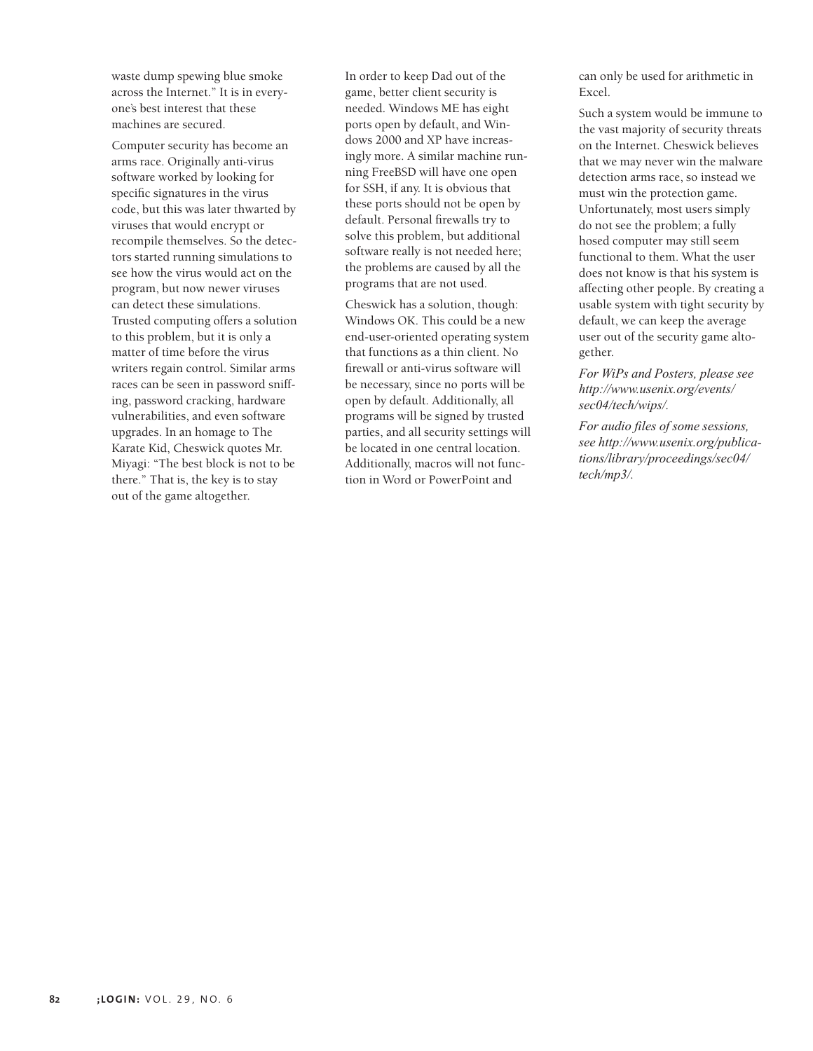waste dump spewing blue smoke across the Internet." It is in everyone's best interest that these machines are secured.

Computer security has become an arms race. Originally anti-virus software worked by looking for specific signatures in the virus code, but this was later thwarted by viruses that would encrypt or recompile themselves. So the detectors started running simulations to see how the virus would act on the program, but now newer viruses can detect these simulations. Trusted computing offers a solution to this problem, but it is only a matter of time before the virus writers regain control. Similar arms races can be seen in password sniffing, password cracking, hardware vulnerabilities, and even software upgrades. In an homage to The Karate Kid, Cheswick quotes Mr. Miyagi: "The best block is not to be there." That is, the key is to stay out of the game altogether.

In order to keep Dad out of the game, better client security is needed. Windows ME has eight ports open by default, and Windows 2000 and XP have increasingly more. A similar machine running FreeBSD will have one open for SSH, if any. It is obvious that these ports should not be open by default. Personal firewalls try to solve this problem, but additional software really is not needed here; the problems are caused by all the programs that are not used.

Cheswick has a solution, though: Windows OK. This could be a new end-user-oriented operating system that functions as a thin client. No firewall or anti-virus software will be necessary, since no ports will be open by default. Additionally, all programs will be signed by trusted parties, and all security settings will be located in one central location. Additionally, macros will not function in Word or PowerPoint and can only be used for arithmetic in Excel.

Such a system would be immune to the vast majority of security threats on the Internet. Cheswick believes that we may never win the malware detection arms race, so instead we must win the protection game. Unfortunately, most users simply do not see the problem; a fully hosed computer may still seem functional to them. What the user does not know is that his system is affecting other people. By creating a usable system with tight security by default, we can keep the average user out of the security game altogether.

*For WiPs and Posters, please see http://www.usenix.org/events/sec04/tech/wips/.*

*For audio files of some sessions, see http://www.usenix.org/publications/library/proceedings/sec04/tech/mp3/.*